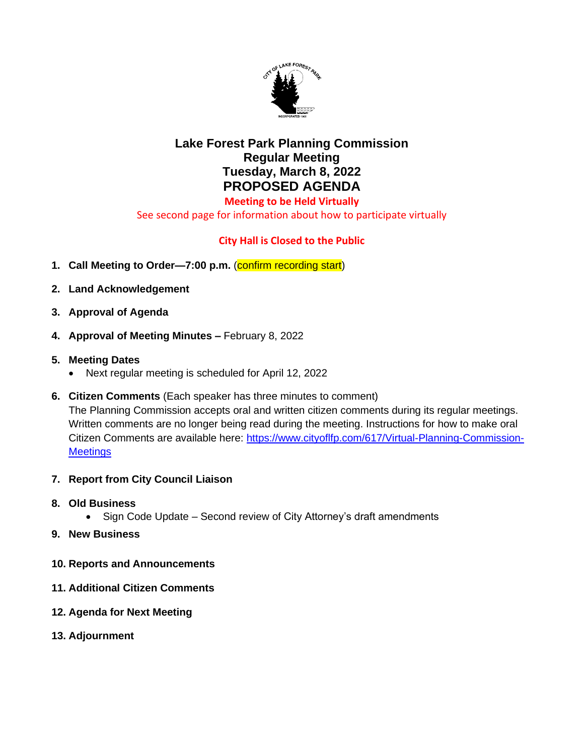# Lake Forest Park Planning Commission
## Regular Meeting
## Tuesday, March 8, 2022
# PROPOSED AGENDA

**Meeting to be Held Virtually**

See second page for information about how to participate virtually

**City Hall is Closed to the Public**

1. **Call Meeting to Order—7:00 p.m.** (confirm recording start)

2. **Land Acknowledgement**

3. **Approval of Agenda**

4. **Approval of Meeting Minutes –** February 8, 2022

5. **Meeting Dates**
   - Next regular meeting is scheduled for April 12, 2022

6. **Citizen Comments** (Each speaker has three minutes to comment)
   The Planning Commission accepts oral and written citizen comments during its regular meetings. Written comments are no longer being read during the meeting. Instructions for how to make oral Citizen Comments are available here: https://www.cityoflfp.com/617/Virtual-Planning-Commission-Meetings

7. **Report from City Council Liaison**

8. **Old Business**
   - Sign Code Update – Second review of City Attorney's draft amendments

9. **New Business**

10. **Reports and Announcements**

11. **Additional Citizen Comments**

12. **Agenda for Next Meeting**

13. **Adjournment**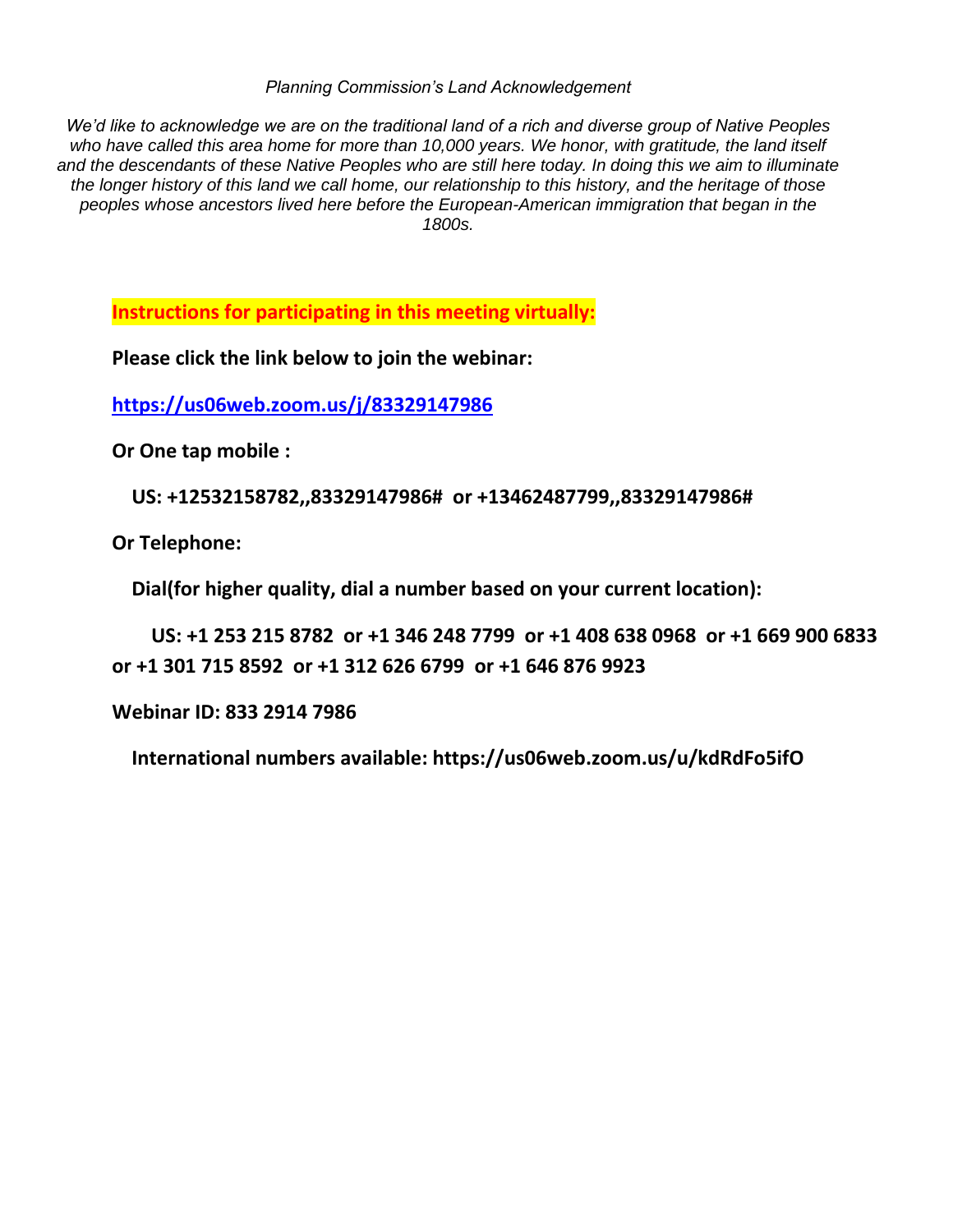*Planning Commission's Land Acknowledgement*

*We'd like to acknowledge we are on the traditional land of a rich and diverse group of Native Peoples who have called this area home for more than 10,000 years. We honor, with gratitude, the land itself and the descendants of these Native Peoples who are still here today. In doing this we aim to illuminate the longer history of this land we call home, our relationship to this history, and the heritage of those peoples whose ancestors lived here before the European-American immigration that began in the 1800s.*

**Instructions for participating in this meeting virtually:**

**Please click the link below to join the webinar:**

**https://us06web.zoom.us/j/83329147986**

**Or One tap mobile :**

**US: +12532158782,,83329147986# or +13462487799,,83329147986#**

**Or Telephone:**

**Dial(for higher quality, dial a number based on your current location):**

**US: +1 253 215 8782 or +1 346 248 7799 or +1 408 638 0968 or +1 669 900 6833 or +1 301 715 8592 or +1 312 626 6799 or +1 646 876 9923**

**Webinar ID: 833 2914 7986**

**International numbers available: https://us06web.zoom.us/u/kdRdFo5ifO**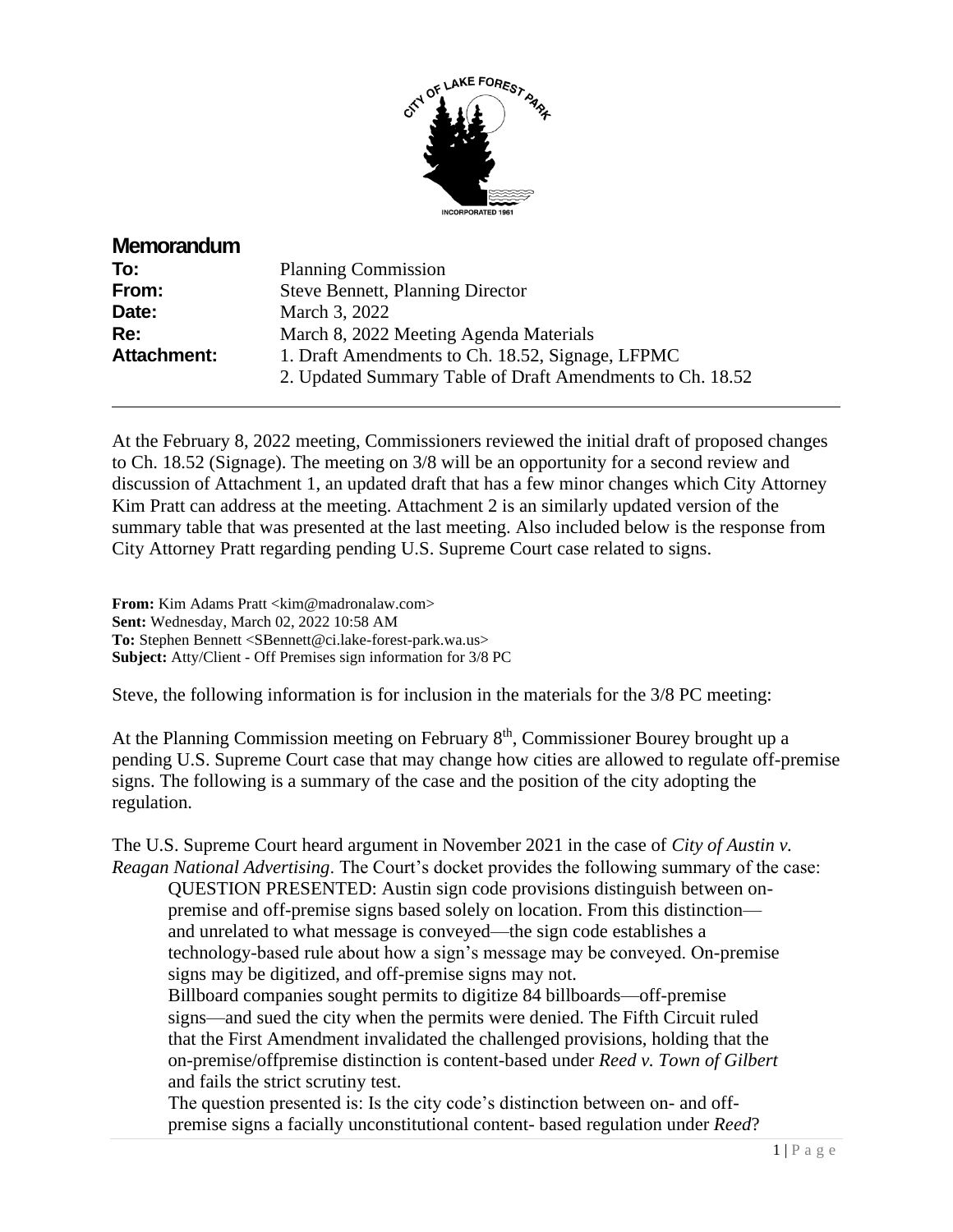# Memorandum

**To:** Planning Commission
**From:** Steve Bennett, Planning Director
**Date:** March 3, 2022
**Re:** March 8, 2022 Meeting Agenda Materials
**Attachment:** 1. Draft Amendments to Ch. 18.52, Signage, LFPMC
2. Updated Summary Table of Draft Amendments to Ch. 18.52

---

At the February 8, 2022 meeting, Commissioners reviewed the initial draft of proposed changes to Ch. 18.52 (Signage). The meeting on 3/8 will be an opportunity for a second review and discussion of Attachment 1, an updated draft that has a few minor changes which City Attorney Kim Pratt can address at the meeting. Attachment 2 is an similarly updated version of the summary table that was presented at the last meeting. Also included below is the response from City Attorney Pratt regarding pending U.S. Supreme Court case related to signs.

**From:** Kim Adams Pratt <kim@madronalaw.com>
**Sent:** Wednesday, March 02, 2022 10:58 AM
**To:** Stephen Bennett <SBennett@ci.lake-forest-park.wa.us>
**Subject:** Atty/Client - Off Premises sign information for 3/8 PC

Steve, the following information is for inclusion in the materials for the 3/8 PC meeting:

At the Planning Commission meeting on February 8th, Commissioner Bourey brought up a pending U.S. Supreme Court case that may change how cities are allowed to regulate off-premise signs. The following is a summary of the case and the position of the city adopting the regulation.

The U.S. Supreme Court heard argument in November 2021 in the case of *City of Austin v. Reagan National Advertising*. The Court's docket provides the following summary of the case:

> QUESTION PRESENTED: Austin sign code provisions distinguish between on-premise and off-premise signs based solely on location. From this distinction—and unrelated to what message is conveyed—the sign code establishes a technology-based rule about how a sign's message may be conveyed. On-premise signs may be digitized, and off-premise signs may not.
>
> Billboard companies sought permits to digitize 84 billboards—off-premise signs—and sued the city when the permits were denied. The Fifth Circuit ruled that the First Amendment invalidated the challenged provisions, holding that the on-premise/offpremise distinction is content-based under *Reed v. Town of Gilbert* and fails the strict scrutiny test.
>
> The question presented is: Is the city code's distinction between on- and off-premise signs a facially unconstitutional content- based regulation under *Reed*?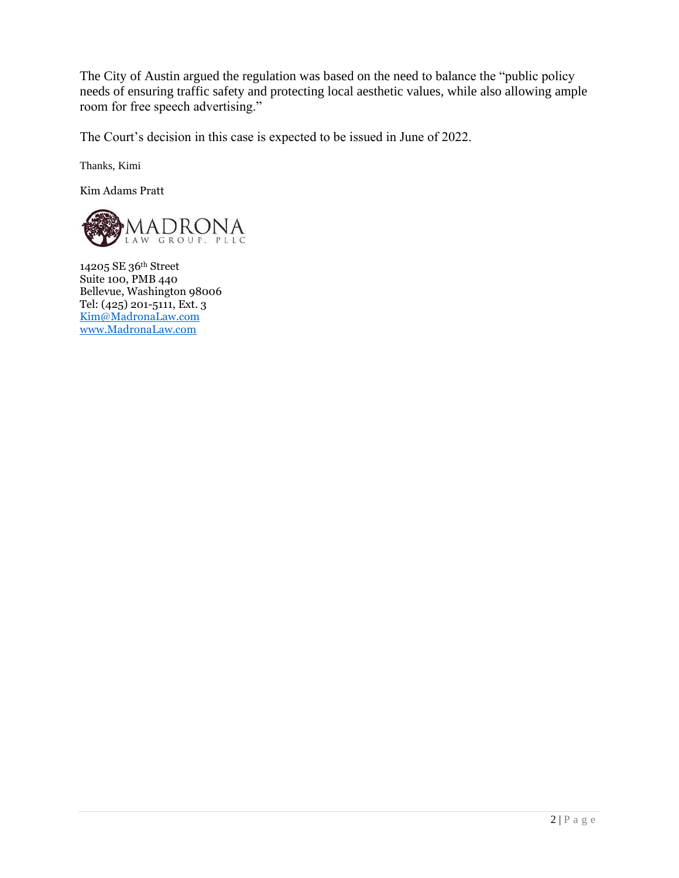The City of Austin argued the regulation was based on the need to balance the "public policy needs of ensuring traffic safety and protecting local aesthetic values, while also allowing ample room for free speech advertising."

The Court's decision in this case is expected to be issued in June of 2022.

Thanks, Kimi

Kim Adams Pratt

MADRONA
LAW GROUP, PLLC

14205 SE 36th Street
Suite 100, PMB 440
Bellevue, Washington 98006
Tel: (425) 201-5111, Ext. 3
Kim@MadronaLaw.com
www.MadronaLaw.com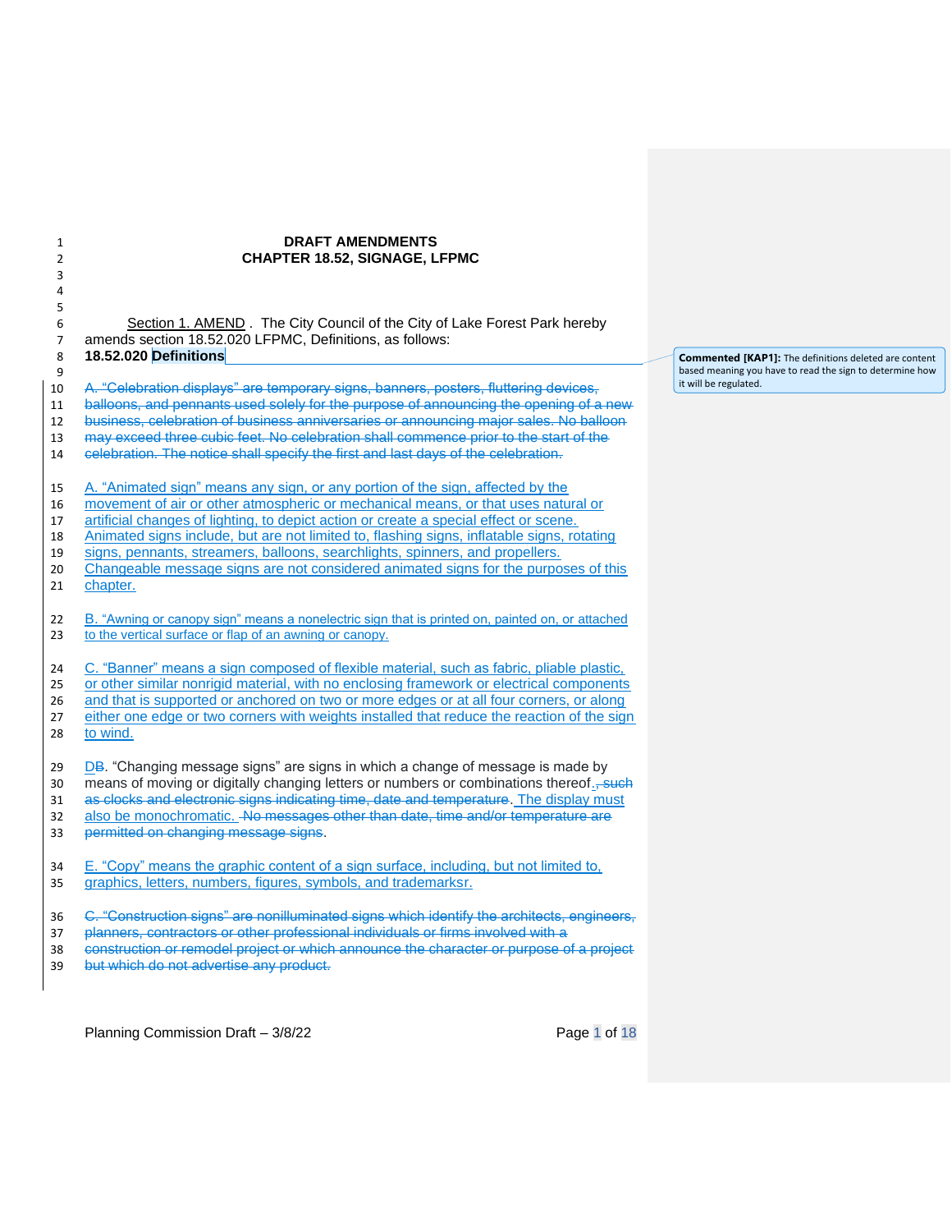**DRAFT AMENDMENTS**
**CHAPTER 18.52, SIGNAGE, LFPMC**

Section 1. AMEND. The City Council of the City of Lake Forest Park hereby amends section 18.52.020 LFPMC, Definitions, as follows:

**18.52.020 Definitions**

Commented [KAP1]: The definitions deleted are content based meaning you have to read the sign to determine how it will be regulated.

~~A. "Celebration displays" are temporary signs, banners, posters, fluttering devices, balloons, and pennants used solely for the purpose of announcing the opening of a new business, celebration of business anniversaries or announcing major sales. No balloon may exceed three cubic feet. No celebration shall commence prior to the start of the celebration. The notice shall specify the first and last days of the celebration.~~

A. "Animated sign" means any sign, or any portion of the sign, affected by the movement of air or other atmospheric or mechanical means, or that uses natural or artificial changes of lighting, to depict action or create a special effect or scene. Animated signs include, but are not limited to, flashing signs, rotating signs, inflatable signs, pennants, streamers, balloons, searchlights, spinners, and propellers. Changeable message signs are not considered animated signs for the purposes of this chapter.

B. "Awning or canopy sign" means a nonelectric sign that is printed on, painted on, or attached to the vertical surface or flap of an awning or canopy.

C. "Banner" means a sign composed of flexible material, such as fabric, pliable plastic, or other similar nonrigid material, with no enclosing framework or electrical components and that is supported or anchored on two or more edges or at all four corners, or along either one edge or two corners with weights installed that reduce the reaction of the sign to wind.

D~~B~~. "Changing message signs" are signs in which a change of message is made by means of moving or digitally changing letters or numbers or combinations thereof.~~, such as clocks and electronic signs indicating time, date and temperature~~. The display must also be monochromatic. ~~No messages other than date, time and/or temperature are permitted on changing message signs~~.

E. "Copy" means the graphic content of a sign surface, including, but not limited to, graphics, letters, numbers, figures, symbols, and trademarksr.

~~C. "Construction signs" are nonilluminated signs which identify the architects, engineers, planners, contractors or other professional individuals or firms involved with a construction or remodel project or which announce the character or purpose of a project but which do not advertise any product.~~

Planning Commission Draft – 3/8/22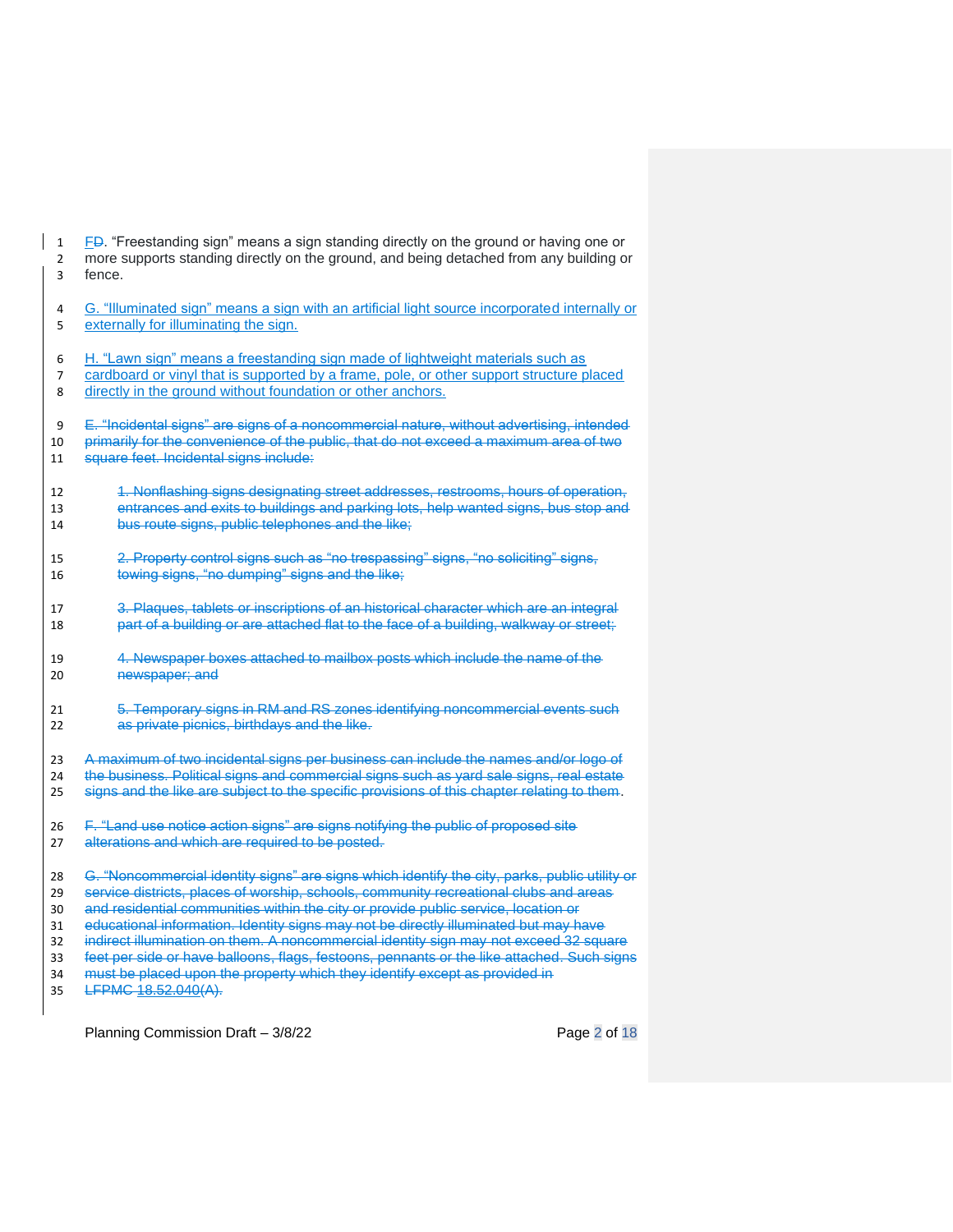~~D~~F. "Freestanding sign" means a sign standing directly on the ground or having one or more supports standing directly on the ground, and being detached from any building or fence.

G. "Illuminated sign" means a sign with an artificial light source incorporated internally or externally for illuminating the sign.

H. "Lawn sign" means a freestanding sign made of lightweight materials such as cardboard or vinyl that is supported by a frame, pole, or other support structure placed directly in the ground without foundation or other anchors.

~~E. "Incidental signs" are signs of a noncommercial nature, without advertising, intended primarily for the convenience of the public, that do not exceed a maximum area of two square feet. Incidental signs include:~~

~~1. Nonflashing signs designating street addresses, restrooms, hours of operation, entrances and exits to buildings and parking lots, help wanted signs, bus stop and bus route signs, public telephones and the like;~~

~~2. Property control signs such as "no trespassing" signs, "no soliciting" signs, towing signs, "no dumping" signs and the like;~~

~~3. Plaques, tablets or inscriptions of an historical character which are an integral part of a building or are attached flat to the face of a building, walkway or street;~~

~~4. Newspaper boxes attached to mailbox posts which include the name of the newspaper; and~~

~~5. Temporary signs in RM and RS zones identifying noncommercial events such as private picnics, birthdays and the like.~~

~~A maximum of two incidental signs per business can include the names and/or logo of the business. Political signs and commercial signs such as yard sale signs, real estate signs and the like are subject to the specific provisions of this chapter relating to them~~.

~~F. "Land use notice action signs" are signs notifying the public of proposed site alterations and which are required to be posted.~~

~~G. "Noncommercial identity signs" are signs which identify the city, parks, public utility or service districts, places of worship, schools, community recreational clubs and areas and residential communities within the city or provide public service, location or educational information. Identity signs may not be directly illuminated but may have indirect illumination on them. A noncommercial identity sign may not exceed 32 square feet per side or have balloons, flags, festoons, pennants or the like attached. Such signs must be placed upon the property which they identify except as provided in LFPMC 18.52.040(A).~~

Planning Commission Draft – 3/8/22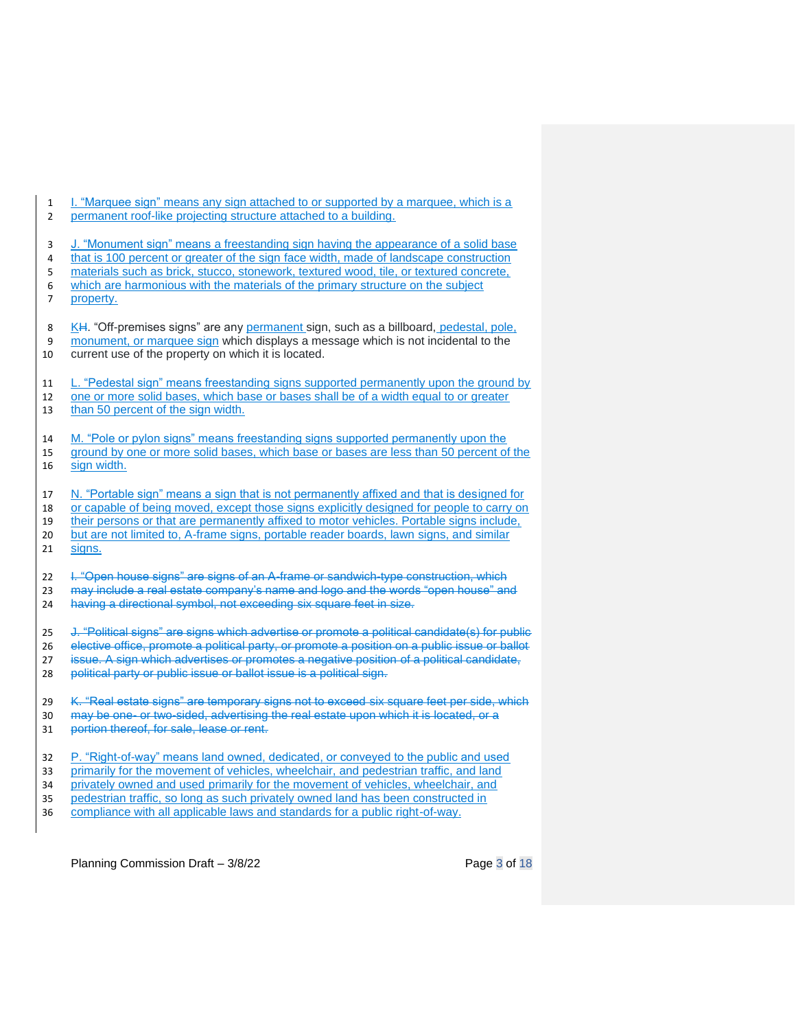I. “Marquee sign” means any sign attached to or supported by a marquee, which is a permanent roof-like projecting structure attached to a building.

J. “Monument sign” means a freestanding sign having the appearance of a solid base that is 100 percent or greater of the sign face width, made of landscape construction materials such as brick, stucco, stonework, textured wood, tile, or textured concrete, which are harmonious with the materials of the primary structure on the subject property.

KH. “Off-premises signs” are any permanent sign, such as a billboard, pedestal, pole, monument, or marquee sign which displays a message which is not incidental to the current use of the property on which it is located.

L. “Pedestal sign” means freestanding signs supported permanently upon the ground by one or more solid bases, which base or bases shall be of a width equal to or greater than 50 percent of the sign width.

M. “Pole or pylon signs” means freestanding signs supported permanently upon the ground by one or more solid bases, which base or bases are less than 50 percent of the sign width.

N. “Portable sign” means a sign that is not permanently affixed and that is designed for or capable of being moved, except those signs explicitly designed for people to carry on their persons or that are permanently affixed to motor vehicles. Portable signs include, but are not limited to, A-frame signs, portable reader boards, lawn signs, and similar signs.

~~I. “Open house signs” are signs of an A-frame or sandwich-type construction, which may include a real estate company’s name and logo and the words “open house” and having a directional symbol, not exceeding six square feet in size.~~

~~J. “Political signs” are signs which advertise or promote a political candidate(s) for public elective office, promote a political party, or promote a position on a public issue or ballot issue. A sign which advertises or promotes a negative position of a political candidate, political party or public issue or ballot issue is a political sign.~~

~~K. “Real estate signs” are temporary signs not to exceed six square feet per side, which may be one- or two-sided, advertising the real estate upon which it is located, or a portion thereof, for sale, lease or rent.~~

P. “Right-of-way” means land owned, dedicated, or conveyed to the public and used primarily for the movement of vehicles, wheelchair, and pedestrian traffic, and land privately owned and used primarily for the movement of vehicles, wheelchair, and pedestrian traffic, so long as such privately owned land has been constructed in compliance with all applicable laws and standards for a public right-of-way.

Planning Commission Draft – 3/8/22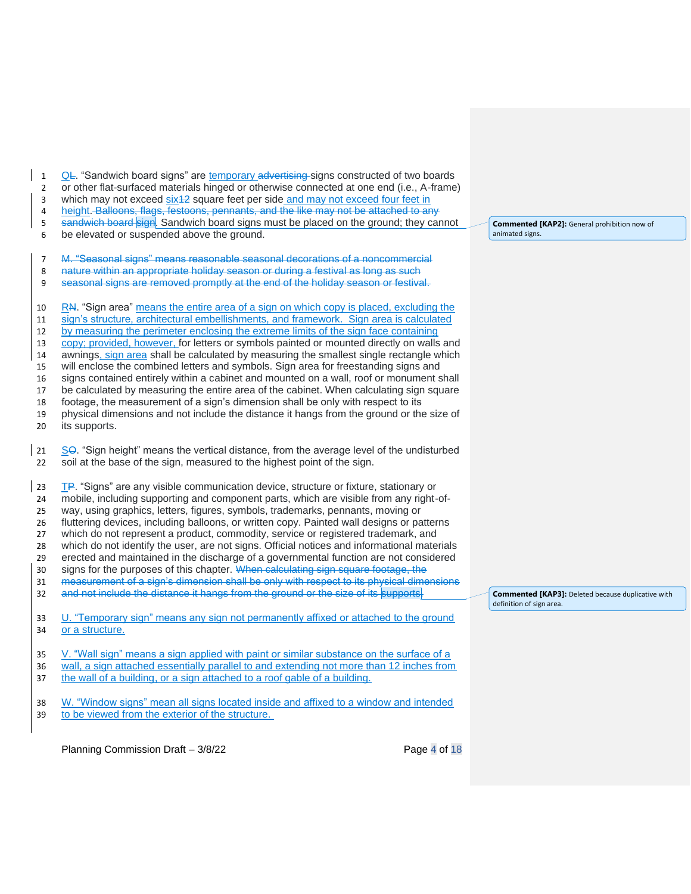QL. "Sandwich board signs" are temporary advertising signs constructed of two boards or other flat-surfaced materials hinged or otherwise connected at one end (i.e., A-frame) which may not exceed six12 square feet per side and may not exceed four feet in height. Balloons, flags, festoons, pennants, and the like may not be attached to any sandwich board sign. Sandwich board signs must be placed on the ground; they cannot be elevated or suspended above the ground.

Commented [KAP2]: General prohibition now of animated signs.

M. "Seasonal signs" means reasonable seasonal decorations of a noncommercial nature within an appropriate holiday season or during a festival as long as such seasonal signs are removed promptly at the end of the holiday season or festival.

RN. "Sign area" means the entire area of a sign on which copy is placed, excluding the sign's structure, architectural embellishments, and framework. Sign area is calculated by measuring the perimeter enclosing the extreme limits of the sign face containing copy; provided, however, for letters or symbols painted or mounted directly on walls and awnings, sign area shall be calculated by measuring the smallest single rectangle which will enclose the combined letters and symbols. Sign area for freestanding signs and signs contained entirely within a cabinet and mounted on a wall, roof or monument shall be calculated by measuring the entire area of the cabinet. When calculating sign square footage, the measurement of a sign's dimension shall be only with respect to its physical dimensions and not include the distance it hangs from the ground or the size of its supports.

SO. "Sign height" means the vertical distance, from the average level of the undisturbed soil at the base of the sign, measured to the highest point of the sign.

TP. "Signs" are any visible communication device, structure or fixture, stationary or mobile, including supporting and component parts, which are visible from any right-of-way, using graphics, letters, figures, symbols, trademarks, pennants, moving or fluttering devices, including balloons, or written copy. Painted wall designs or patterns which do not represent a product, commodity, service or registered trademark, and which do not identify the user, are not signs. Official notices and informational materials erected and maintained in the discharge of a governmental function are not considered signs for the purposes of this chapter. When calculating sign square footage, the measurement of a sign's dimension shall be only with respect to its physical dimensions and not include the distance it hangs from the ground or the size of its supports.

Commented [KAP3]: Deleted because duplicative with definition of sign area.

U. "Temporary sign" means any sign not permanently affixed or attached to the ground or a structure.

V. "Wall sign" means a sign applied with paint or similar substance on the surface of a wall, a sign attached essentially parallel to and extending not more than 12 inches from the wall of a building, or a sign attached to a roof gable of a building.

W. "Window signs" mean all signs located inside and affixed to a window and intended to be viewed from the exterior of the structure.

Planning Commission Draft – 3/8/22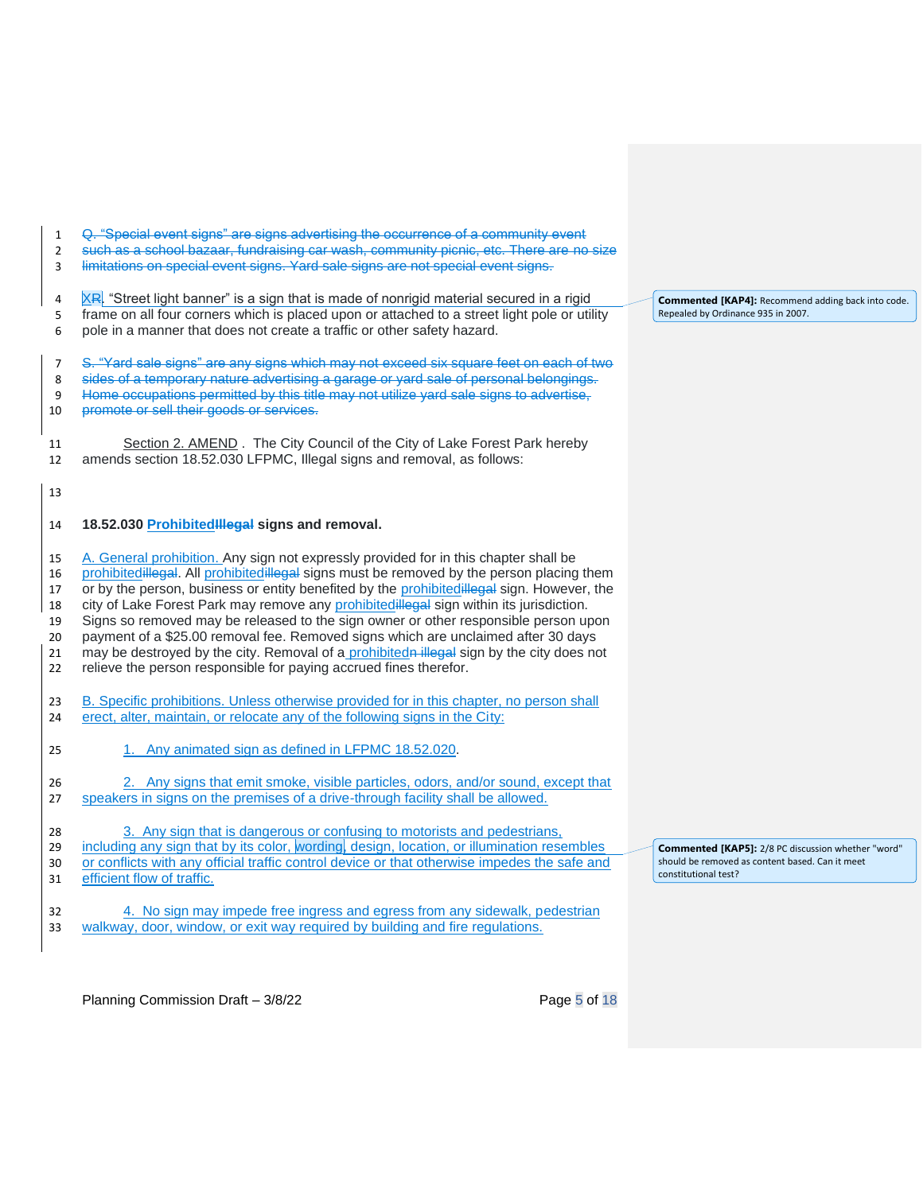~~Q. "Special event signs" are signs advertising the occurrence of a community event such as a school bazaar, fundraising car wash, community picnic, etc. There are no size limitations on special event signs. Yard sale signs are not special event signs.~~

X~~R~~. "Street light banner" is a sign that is made of nonrigid material secured in a rigid frame on all four corners which is placed upon or attached to a street light pole or utility pole in a manner that does not create a traffic or other safety hazard.

> **Commented [KAP4]:** Recommend adding back into code. Repealed by Ordinance 935 in 2007.

~~S. "Yard sale signs" are any signs which may not exceed six square feet on each of two sides of a temporary nature advertising a garage or yard sale of personal belongings. Home occupations permitted by this title may not utilize yard sale signs to advertise, promote or sell their goods or services.~~

Section 2. AMEND. The City Council of the City of Lake Forest Park hereby amends section 18.52.030 LFPMC, Illegal signs and removal, as follows:

**18.52.030 Prohibited~~Illegal~~ signs and removal.**

A. General prohibition. Any sign not expressly provided for in this chapter shall be prohibited~~illegal~~. All prohibited~~illegal~~ signs must be removed by the person placing them or by the person, business or entity benefited by the prohibited~~illegal~~ sign. However, the city of Lake Forest Park may remove any prohibited~~illegal~~ sign within its jurisdiction. Signs so removed may be released to the sign owner or other responsible person upon payment of a $25.00 removal fee. Removed signs which are unclaimed after 30 days may be destroyed by the city. Removal of a prohibited~~n illegal~~ sign by the city does not relieve the person responsible for paying accrued fines therefor.

B. Specific prohibitions. Unless otherwise provided for in this chapter, no person shall erect, alter, maintain, or relocate any of the following signs in the City:

1. Any animated sign as defined in LFPMC 18.52.020.

2. Any signs that emit smoke, visible particles, odors, and/or sound, except that speakers in signs on the premises of a drive-through facility shall be allowed.

3. Any sign that is dangerous or confusing to motorists and pedestrians, including any sign that by its color, wording, design, location, or illumination resembles or conflicts with any official traffic control device or that otherwise impedes the safe and efficient flow of traffic.

> **Commented [KAP5]:** 2/8 PC discussion whether "word" should be removed as content based. Can it meet constitutional test?

4. No sign may impede free ingress and egress from any sidewalk, pedestrian walkway, door, window, or exit way required by building and fire regulations.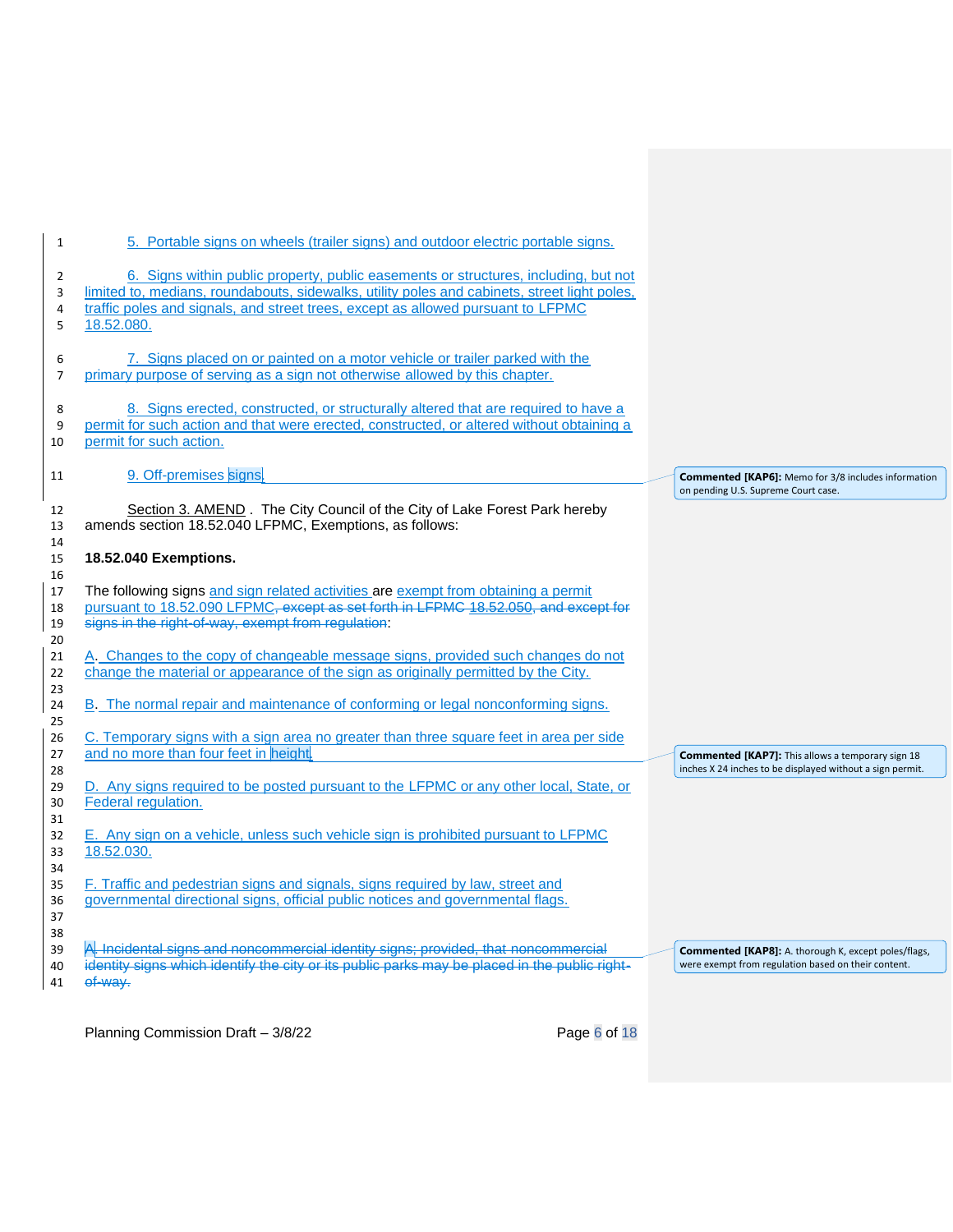5. Portable signs on wheels (trailer signs) and outdoor electric portable signs.

6. Signs within public property, public easements or structures, including, but not limited to, medians, roundabouts, sidewalks, utility poles and cabinets, street light poles, traffic poles and signals, and street trees, except as allowed pursuant to LFPMC 18.52.080.

7. Signs placed on or painted on a motor vehicle or trailer parked with the primary purpose of serving as a sign not otherwise allowed by this chapter.

8. Signs erected, constructed, or structurally altered that are required to have a permit for such action and that were erected, constructed, or altered without obtaining a permit for such action.

9. Off-premises signs.

> **Commented [KAP6]:** Memo for 3/8 includes information on pending U.S. Supreme Court case.

Section 3. AMEND . The City Council of the City of Lake Forest Park hereby amends section 18.52.040 LFPMC, Exemptions, as follows:

**18.52.040 Exemptions.**

The following signs and sign related activities are exempt from obtaining a permit pursuant to 18.52.090 LFPMC~~, except as set forth in LFPMC 18.52.050, and except for signs in the right-of-way, exempt from regulation~~:

A. Changes to the copy of changeable message signs, provided such changes do not change the material or appearance of the sign as originally permitted by the City.

B. The normal repair and maintenance of conforming or legal nonconforming signs.

C. Temporary signs with a sign area no greater than three square feet in area per side and no more than four feet in height.

> **Commented [KAP7]:** This allows a temporary sign 18 inches X 24 inches to be displayed without a sign permit.

D. Any signs required to be posted pursuant to the LFPMC or any other local, State, or Federal regulation.

E. Any sign on a vehicle, unless such vehicle sign is prohibited pursuant to LFPMC 18.52.030.

F. Traffic and pedestrian signs and signals, signs required by law, street and governmental directional signs, official public notices and governmental flags.

~~A. Incidental signs and noncommercial identity signs; provided, that noncommercial identity signs which identify the city or its public parks may be placed in the public right-of-way.~~

> **Commented [KAP8]:** A. thorough K, except poles/flags, were exempt from regulation based on their content.

Planning Commission Draft – 3/8/22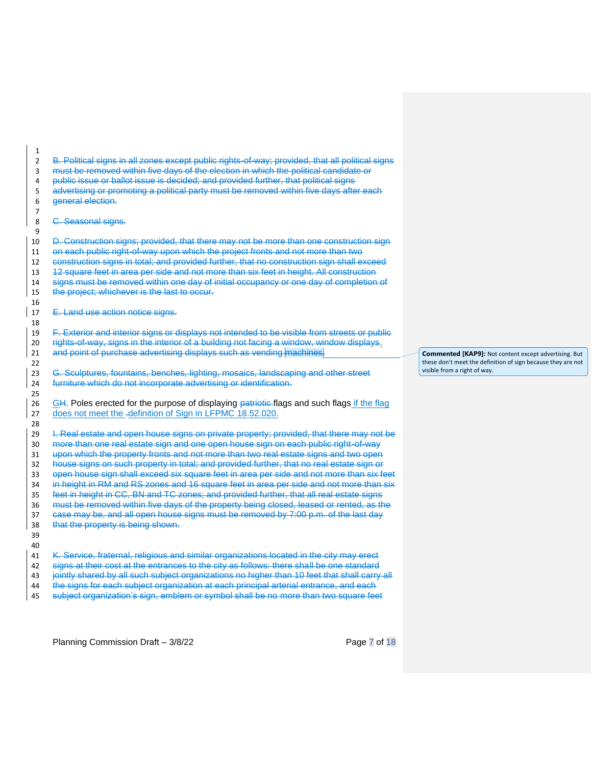~~B. Political signs in all zones except public rights-of-way; provided, that all political signs must be removed within five days of the election in which the political candidate or public issue or ballot issue is decided; and provided further, that political signs advertising or promoting a political party must be removed within five days after each general election.~~

~~C. Seasonal signs.~~

~~D. Construction signs; provided, that there may not be more than one construction sign on each public right-of-way upon which the project fronts and not more than two construction signs in total; and provided further, that no construction sign shall exceed 12 square feet in area per side and not more than six feet in height. All construction signs must be removed within one day of initial occupancy or one day of completion of the project; whichever is the last to occur.~~

~~E. Land use action notice signs.~~

~~F. Exterior and interior signs or displays not intended to be visible from streets or public rights-of-way, signs in the interior of a building not facing a window, window displays, and point of purchase advertising displays such as vending machines.~~

~~G. Sculptures, fountains, benches, lighting, mosaics, landscaping and other street furniture which do not incorporate advertising or identification.~~

G~~H~~. Poles erected for the purpose of displaying ~~patriotic~~ flags and such flags if the flag does not meet the definition of Sign in LFPMC 18.52.020.

~~I. Real estate and open house signs on private property; provided, that there may not be more than one real estate sign and one open house sign on each public right-of-way upon which the property fronts and not more than two real estate signs and two open house signs on such property in total; and provided further, that no real estate sign or open house sign shall exceed six square feet in area per side and not more than six feet in height in RM and RS zones and 16 square feet in area per side and not more than six feet in height in CC, BN and TC zones; and provided further, that all real estate signs must be removed within five days of the property being closed, leased or rented, as the case may be, and all open house signs must be removed by 7:00 p.m. of the last day that the property is being shown.~~

~~K. Service, fraternal, religious and similar organizations located in the city may erect signs at their cost at the entrances to the city as follows: there shall be one standard jointly shared by all such subject organizations no higher than 10 feet that shall carry all the signs for each subject organization at each principal arterial entrance, and each subject organization's sign, emblem or symbol shall be no more than two square feet~~

**Commented [KAP9]:** Not content except advertising. But these don't meet the definition of sign because they are not visible from a right of way.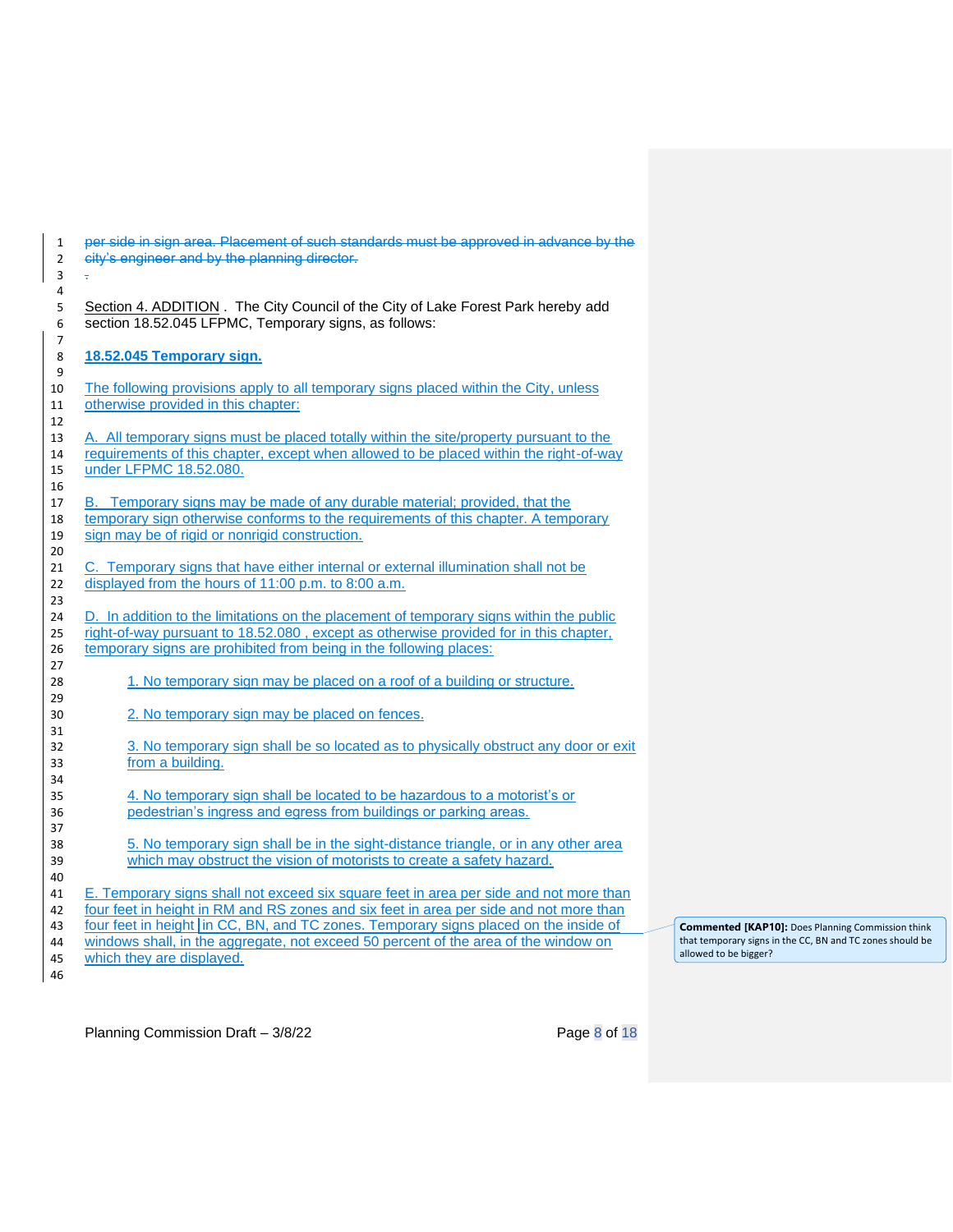~~per side in sign area. Placement of such standards must be approved in advance by the city's engineer and by the planning director.~~

Section 4. ADDITION . The City Council of the City of Lake Forest Park hereby add section 18.52.045 LFPMC, Temporary signs, as follows:

**18.52.045 Temporary sign.**

The following provisions apply to all temporary signs placed within the City, unless otherwise provided in this chapter:

A. All temporary signs must be placed totally within the site/property pursuant to the requirements of this chapter, except when allowed to be placed within the right-of-way under LFPMC 18.52.080.

B. Temporary signs may be made of any durable material; provided, that the temporary sign otherwise conforms to the requirements of this chapter. A temporary sign may be of rigid or nonrigid construction.

C. Temporary signs that have either internal or external illumination shall not be displayed from the hours of 11:00 p.m. to 8:00 a.m.

D. In addition to the limitations on the placement of temporary signs within the public right-of-way pursuant to 18.52.080 , except as otherwise provided for in this chapter, temporary signs are prohibited from being in the following places:

1. No temporary sign may be placed on a roof of a building or structure.

2. No temporary sign may be placed on fences.

3. No temporary sign shall be so located as to physically obstruct any door or exit from a building.

4. No temporary sign shall be located to be hazardous to a motorist's or pedestrian's ingress and egress from buildings or parking areas.

5. No temporary sign shall be in the sight-distance triangle, or in any other area which may obstruct the vision of motorists to create a safety hazard.

E. Temporary signs shall not exceed six square feet in area per side and not more than four feet in height in RM and RS zones and six feet in area per side and not more than four feet in height in CC, BN, and TC zones. Temporary signs placed on the inside of windows shall, in the aggregate, not exceed 50 percent of the area of the window on which they are displayed.

**Commented [KAP10]:** Does Planning Commission think that temporary signs in the CC, BN and TC zones should be allowed to be bigger?

Planning Commission Draft – 3/8/22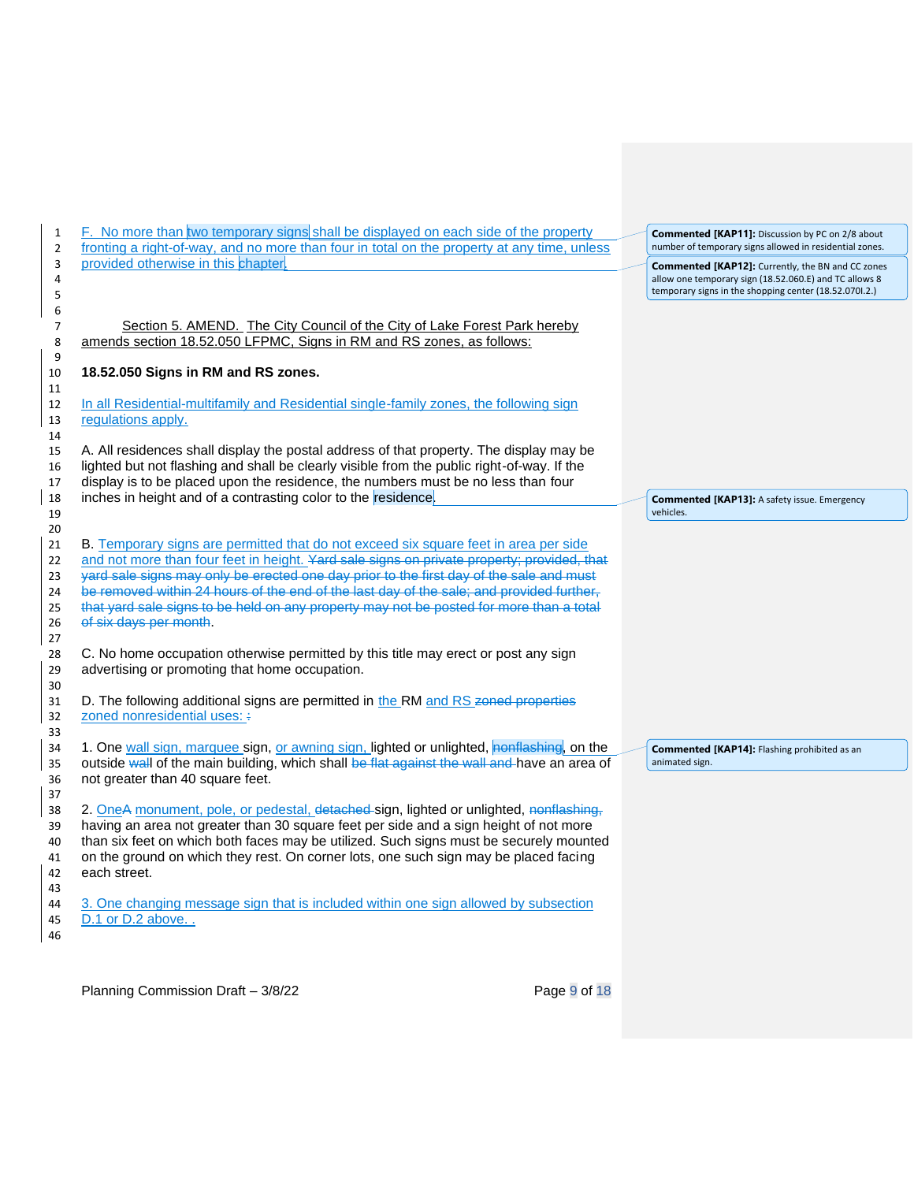F. No more than two temporary signs shall be displayed on each side of the property fronting a right-of-way, and no more than four in total on the property at any time, unless provided otherwise in this chapter.

Commented [KAP11]: Discussion by PC on 2/8 about number of temporary signs allowed in residential zones.

Commented [KAP12]: Currently, the BN and CC zones allow one temporary sign (18.52.060.E) and TC allows 8 temporary signs in the shopping center (18.52.070I.2.)

Section 5. AMEND. The City Council of the City of Lake Forest Park hereby amends section 18.52.050 LFPMC, Signs in RM and RS zones, as follows:

**18.52.050 Signs in RM and RS zones.**

In all Residential-multifamily and Residential single-family zones, the following sign regulations apply.

A. All residences shall display the postal address of that property. The display may be lighted but not flashing and shall be clearly visible from the public right-of-way. If the display is to be placed upon the residence, the numbers must be no less than four inches in height and of a contrasting color to the residence.

Commented [KAP13]: A safety issue. Emergency vehicles.

B. Temporary signs are permitted that do not exceed six square feet in area per side and not more than four feet in height. ~~Yard sale signs on private property; provided, that yard sale signs may only be erected one day prior to the first day of the sale and must be removed within 24 hours of the end of the last day of the sale; and provided further, that yard sale signs to be held on any property may not be posted for more than a total of six days per month~~.

C. No home occupation otherwise permitted by this title may erect or post any sign advertising or promoting that home occupation.

D. The following additional signs are permitted in the RM and RS ~~zoned properties~~ zoned nonresidential uses: ~~:~~

1. One wall sign, marquee sign, or awning sign, lighted or unlighted, ~~nonflashing~~, on the outside ~~wa~~ll of the main building, which shall ~~be flat against the wall and~~ have an area of not greater than 40 square feet.

Commented [KAP14]: Flashing prohibited as an animated sign.

2. One~~A~~ monument, pole, or pedestal, ~~detached~~ sign, lighted or unlighted, ~~nonflashing,~~ having an area not greater than 30 square feet per side and a sign height of not more than six feet on which both faces may be utilized. Such signs must be securely mounted on the ground on which they rest. On corner lots, one such sign may be placed facing each street.

3. One changing message sign that is included within one sign allowed by subsection D.1 or D.2 above. .

Planning Commission Draft – 3/8/22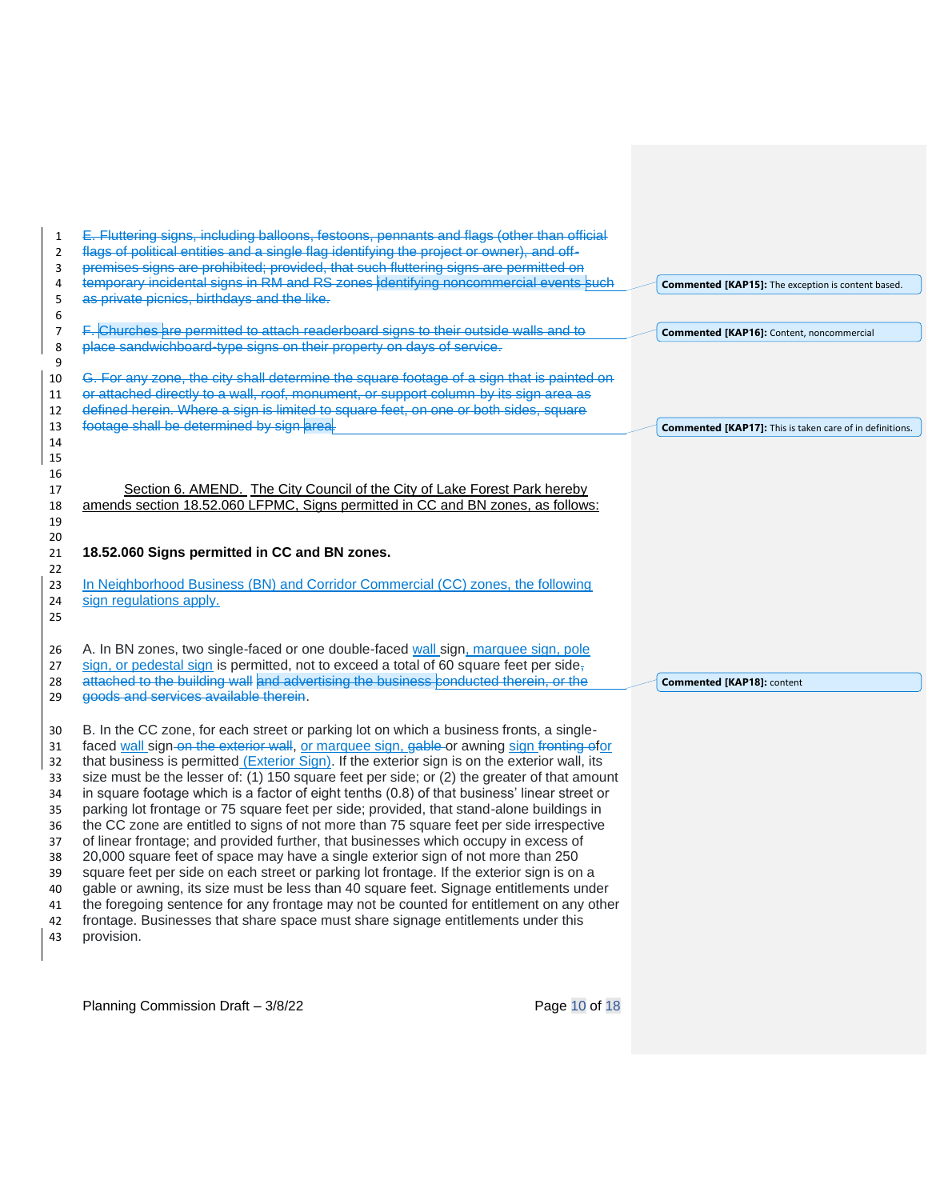E. Fluttering signs, including balloons, festoons, pennants and flags (other than official flags of political entities and a single flag identifying the project or owner), and off-premises signs are prohibited; provided, that such fluttering signs are permitted on temporary incidental signs in RM and RS zones identifying noncommercial events such as private picnics, birthdays and the like.

F. Churches are permitted to attach readerboard signs to their outside walls and to place sandwichboard-type signs on their property on days of service.

G. For any zone, the city shall determine the square footage of a sign that is painted on or attached directly to a wall, roof, monument, or support column by its sign area as defined herein. Where a sign is limited to square feet, on one or both sides, square footage shall be determined by sign area.

Commented [KAP15]: The exception is content based.

Commented [KAP16]: Content, noncommercial

Commented [KAP17]: This is taken care of in definitions.

Section 6. AMEND. The City Council of the City of Lake Forest Park hereby amends section 18.52.060 LFPMC, Signs permitted in CC and BN zones, as follows:

**18.52.060 Signs permitted in CC and BN zones.**

In Neighborhood Business (BN) and Corridor Commercial (CC) zones, the following sign regulations apply.

A. In BN zones, two single-faced or one double-faced wall sign, marquee sign, pole sign, or pedestal sign is permitted, not to exceed a total of 60 square feet per side, attached to the building wall and advertising the business conducted therein, or the goods and services available therein.

Commented [KAP18]: content

B. In the CC zone, for each street or parking lot on which a business fronts, a single-faced wall sign on the exterior wall, or marquee sign, gable or awning sign fronting of for that business is permitted (Exterior Sign). If the exterior sign is on the exterior wall, its size must be the lesser of: (1) 150 square feet per side; or (2) the greater of that amount in square footage which is a factor of eight tenths (0.8) of that business' linear street or parking lot frontage or 75 square feet per side; provided, that stand-alone buildings in the CC zone are entitled to signs of not more than 75 square feet per side irrespective of linear frontage; and provided further, that businesses which occupy in excess of 20,000 square feet of space may have a single exterior sign of not more than 250 square feet per side on each street or parking lot frontage. If the exterior sign is on a gable or awning, its size must be less than 40 square feet. Signage entitlements under the foregoing sentence for any frontage may not be counted for entitlement on any other frontage. Businesses that share space must share signage entitlements under this provision.

Planning Commission Draft – 3/8/22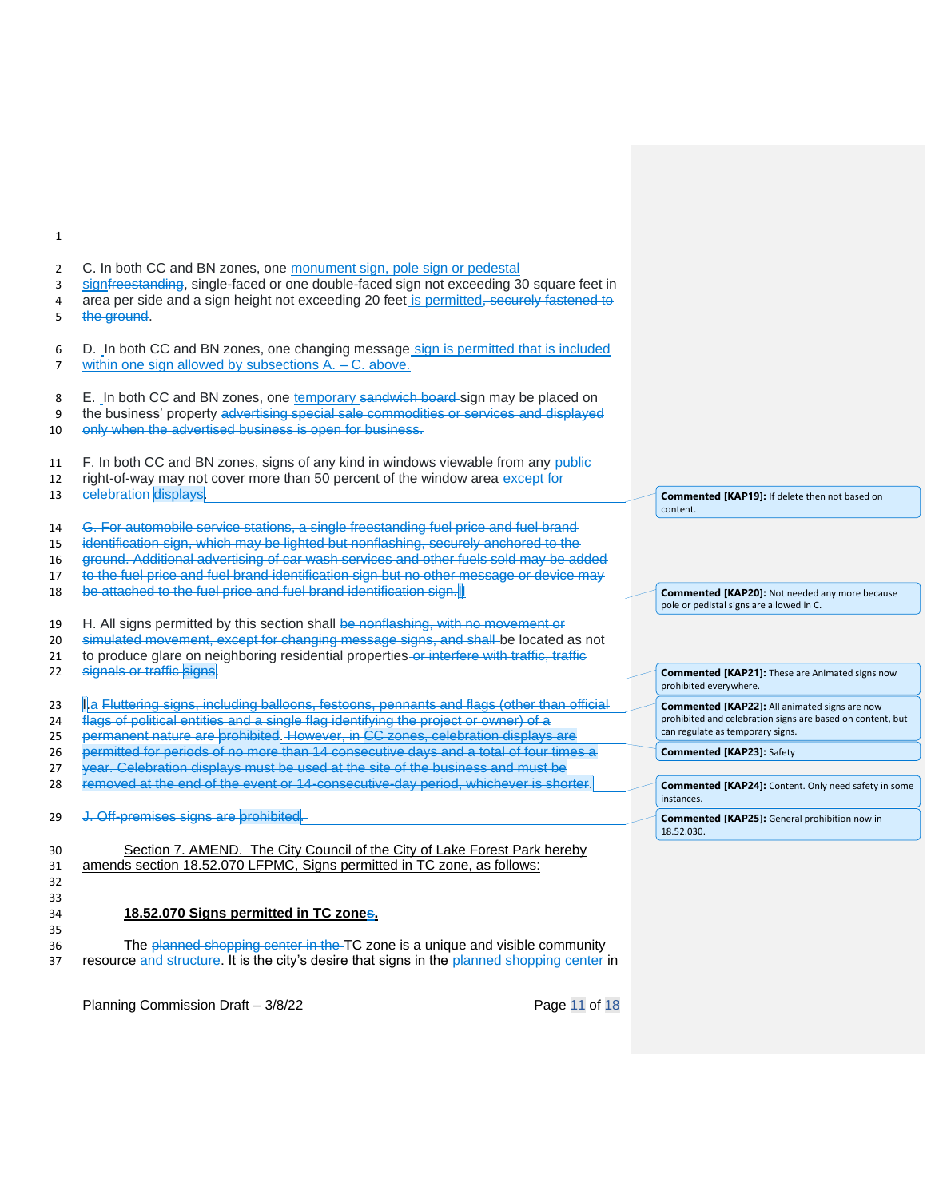C. In both CC and BN zones, one monument sign, pole sign or pedestal signfreestanding, single-faced or one double-faced sign not exceeding 30 square feet in area per side and a sign height not exceeding 20 feet is permitted, securely fastened to the ground.

D. In both CC and BN zones, one changing message sign is permitted that is included within one sign allowed by subsections A. – C. above.

E. In both CC and BN zones, one temporary sandwich board sign may be placed on the business' property advertising special sale commodities or services and displayed only when the advertised business is open for business.

F. In both CC and BN zones, signs of any kind in windows viewable from any public right-of-way may not cover more than 50 percent of the window area except for celebration displays.

G. For automobile service stations, a single freestanding fuel price and fuel brand identification sign, which may be lighted but nonflashing, securely anchored to the ground. Additional advertising of car wash services and other fuels sold may be added to the fuel price and fuel brand identification sign but no other message or device may be attached to the fuel price and fuel brand identification sign.

H. All signs permitted by this section shall be nonflashing, with no movement or simulated movement, except for changing message signs, and shall be located as not to produce glare on neighboring residential properties or interfere with traffic, traffic signals or traffic signs.

I. a Fluttering signs, including balloons, festoons, pennants and flags (other than official flags of political entities and a single flag identifying the project or owner) of a permanent nature are prohibited. However, in CC zones, celebration displays are permitted for periods of no more than 14 consecutive days and a total of four times a year. Celebration displays must be used at the site of the business and must be removed at the end of the event or 14-consecutive-day period, whichever is shorter.

J. Off-premises signs are prohibited.

**Commented [KAP19]:** If delete then not based on content.

**Commented [KAP20]:** Not needed any more because pole or pedistal signs are allowed in C.

**Commented [KAP21]:** These are Animated signs now prohibited everywhere.

**Commented [KAP22]:** All animated signs are now prohibited and celebration signs are based on content, but can regulate as temporary signs.

**Commented [KAP23]:** Safety

**Commented [KAP24]:** Content. Only need safety in some instances.

**Commented [KAP25]:** General prohibition now in 18.52.030.

Section 7. AMEND. The City Council of the City of Lake Forest Park hereby amends section 18.52.070 LFPMC, Signs permitted in TC zone, as follows:

**18.52.070 Signs permitted in TC zones.**

The planned shopping center in the TC zone is a unique and visible community resource and structure. It is the city's desire that signs in the planned shopping center in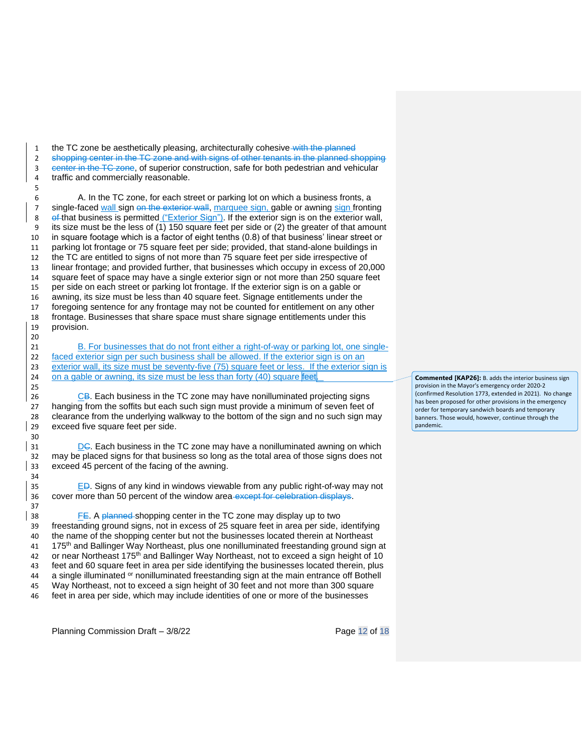the TC zone be aesthetically pleasing, architecturally cohesive ~~with the planned shopping center in the TC zone and with signs of other tenants in the planned shopping center in the TC zone~~, of superior construction, safe for both pedestrian and vehicular traffic and commercially reasonable.

A. In the TC zone, for each street or parking lot on which a business fronts, a single-faced wall sign ~~on the exterior wall~~, marquee sign, gable or awning sign fronting ~~of~~ that business is permitted ("Exterior Sign"). If the exterior sign is on the exterior wall, its size must be the less of (1) 150 square feet per side or (2) the greater of that amount in square footage which is a factor of eight tenths (0.8) of that business' linear street or parking lot frontage or 75 square feet per side; provided, that stand-alone buildings in the TC are entitled to signs of not more than 75 square feet per side irrespective of linear frontage; and provided further, that businesses which occupy in excess of 20,000 square feet of space may have a single exterior sign or not more than 250 square feet per side on each street or parking lot frontage. If the exterior sign is on a gable or awning, its size must be less than 40 square feet. Signage entitlements under the foregoing sentence for any frontage may not be counted for entitlement on any other frontage. Businesses that share space must share signage entitlements under this provision.

B. For businesses that do not front either a right-of-way or parking lot, one single-faced exterior sign per such business shall be allowed. If the exterior sign is on an exterior wall, its size must be seventy-five (75) square feet or less. If the exterior sign is on a gable or awning, its size must be less than forty (40) square feet.

> **Commented [KAP26]:** B. adds the interior business sign provision in the Mayor's emergency order 2020-2 (confirmed Resolution 1773, extended in 2021). No change has been proposed for other provisions in the emergency order for temporary sandwich boards and temporary banners. Those would, however, continue through the pandemic.

C~~B~~. Each business in the TC zone may have nonilluminated projecting signs hanging from the soffits but each such sign must provide a minimum of seven feet of clearance from the underlying walkway to the bottom of the sign and no such sign may exceed five square feet per side.

D~~C~~. Each business in the TC zone may have a nonilluminated awning on which may be placed signs for that business so long as the total area of those signs does not exceed 45 percent of the facing of the awning.

E~~D~~. Signs of any kind in windows viewable from any public right-of-way may not cover more than 50 percent of the window area ~~except for celebration displays~~.

F~~E~~. A ~~planned~~ shopping center in the TC zone may display up to two freestanding ground signs, not in excess of 25 square feet in area per side, identifying the name of the shopping center but not the businesses located therein at Northeast 175th and Ballinger Way Northeast, plus one nonilluminated freestanding ground sign at or near Northeast 175th and Ballinger Way Northeast, not to exceed a sign height of 10 feet and 60 square feet in area per side identifying the businesses located therein, plus a single illuminated or nonilluminated freestanding sign at the main entrance off Bothell Way Northeast, not to exceed a sign height of 30 feet and not more than 300 square feet in area per side, which may include identities of one or more of the businesses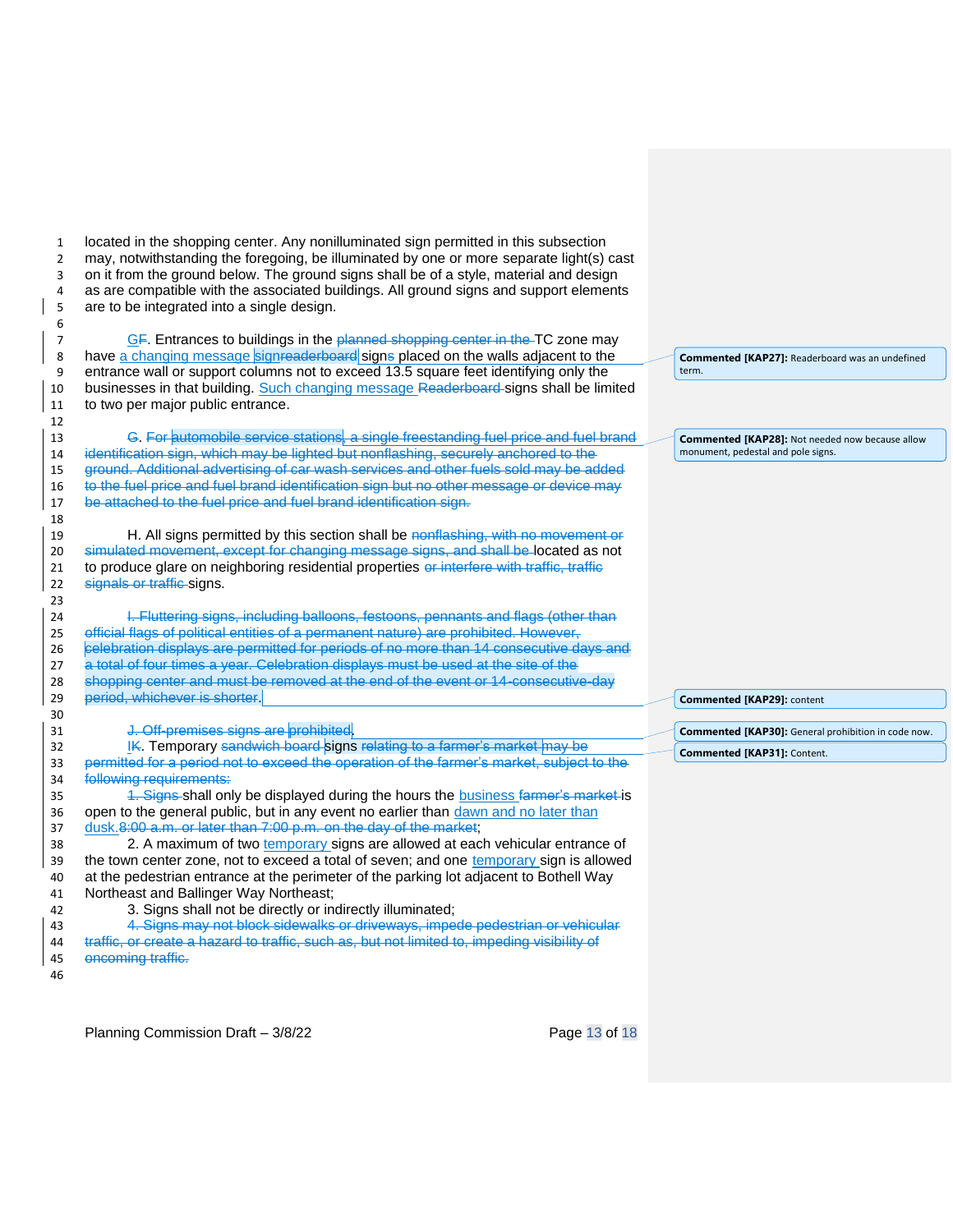located in the shopping center. Any nonilluminated sign permitted in this subsection may, notwithstanding the foregoing, be illuminated by one or more separate light(s) cast on it from the ground below. The ground signs shall be of a style, material and design as are compatible with the associated buildings. All ground signs and support elements are to be integrated into a single design.

GF. Entrances to buildings in the planned shopping center in the TC zone may have a changing message signreaderboard signs placed on the walls adjacent to the entrance wall or support columns not to exceed 13.5 square feet identifying only the businesses in that building. Such changing message Readerboard signs shall be limited to two per major public entrance.

G. For automobile service stations, a single freestanding fuel price and fuel brand identification sign, which may be lighted but nonflashing, securely anchored to the ground. Additional advertising of car wash services and other fuels sold may be added to the fuel price and fuel brand identification sign but no other message or device may be attached to the fuel price and fuel brand identification sign.

H. All signs permitted by this section shall be nonflashing, with no movement or simulated movement, except for changing message signs, and shall be located as not to produce glare on neighboring residential properties or interfere with traffic, traffic signals or traffic signs.

I. Fluttering signs, including balloons, festoons, pennants and flags (other than official flags of political entities of a permanent nature) are prohibited. However, celebration displays are permitted for periods of no more than 14 consecutive days and a total of four times a year. Celebration displays must be used at the site of the shopping center and must be removed at the end of the event or 14-consecutive-day period, whichever is shorter.

J. Off-premises signs are prohibited.

IK. Temporary sandwich board signs relating to a farmer's market may be permitted for a period not to exceed the operation of the farmer's market, subject to the following requirements:

1. Signs shall only be displayed during the hours the business farmer's market is open to the general public, but in any event no earlier than dawn and no later than dusk.8:00 a.m. or later than 7:00 p.m. on the day of the market;

2. A maximum of two temporary signs are allowed at each vehicular entrance of the town center zone, not to exceed a total of seven; and one temporary sign is allowed at the pedestrian entrance at the perimeter of the parking lot adjacent to Bothell Way Northeast and Ballinger Way Northeast;

3. Signs shall not be directly or indirectly illuminated;

4. Signs may not block sidewalks or driveways, impede pedestrian or vehicular traffic, or create a hazard to traffic, such as, but not limited to, impeding visibility of oncoming traffic.

**Commented [KAP27]:** Readerboard was an undefined term.

**Commented [KAP28]:** Not needed now because allow monument, pedestal and pole signs.

**Commented [KAP29]:** content

**Commented [KAP30]:** General prohibition in code now.

**Commented [KAP31]:** Content.

Planning Commission Draft – 3/8/22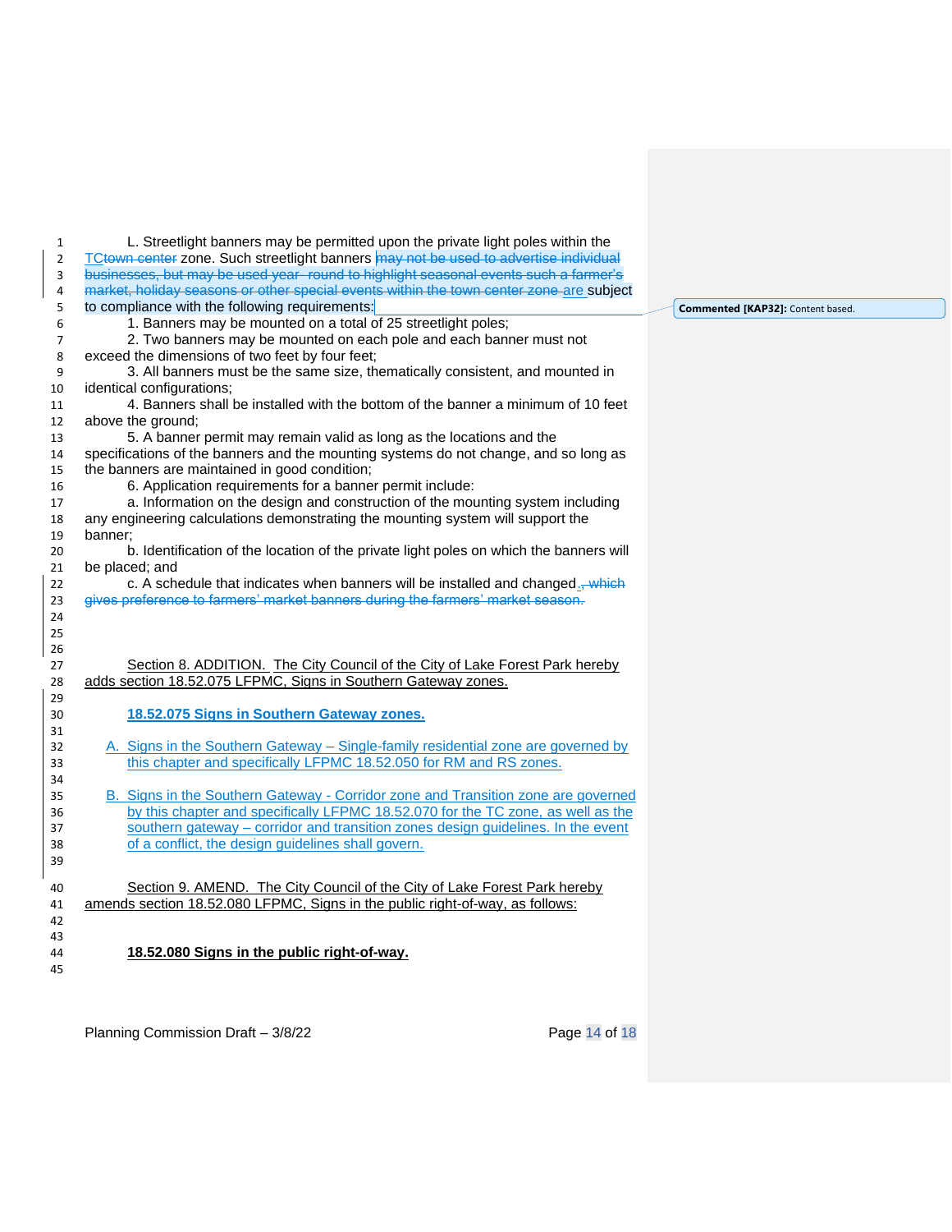L. Streetlight banners may be permitted upon the private light poles within the ~~town center~~ TC zone. Such streetlight banners ~~may not be used to advertise individual businesses, but may be used year- round to highlight seasonal events such a farmer's market, holiday seasons or other special events within the town center zone~~ are subject to compliance with the following requirements:

Commented [KAP32]: Content based.

1. Banners may be mounted on a total of 25 streetlight poles;

2. Two banners may be mounted on each pole and each banner must not exceed the dimensions of two feet by four feet;

3. All banners must be the same size, thematically consistent, and mounted in identical configurations;

4. Banners shall be installed with the bottom of the banner a minimum of 10 feet above the ground;

5. A banner permit may remain valid as long as the locations and the specifications of the banners and the mounting systems do not change, and so long as the banners are maintained in good condition;

6. Application requirements for a banner permit include:

a. Information on the design and construction of the mounting system including any engineering calculations demonstrating the mounting system will support the banner;

b. Identification of the location of the private light poles on which the banners will be placed; and

c. A schedule that indicates when banners will be installed and changed. ~~, which gives preference to farmers' market banners during the farmers' market season.~~

Section 8. ADDITION. The City Council of the City of Lake Forest Park hereby adds section 18.52.075 LFPMC, Signs in Southern Gateway zones.

**18.52.075 Signs in Southern Gateway zones.**

A. Signs in the Southern Gateway – Single-family residential zone are governed by this chapter and specifically LFPMC 18.52.050 for RM and RS zones.

B. Signs in the Southern Gateway - Corridor zone and Transition zone are governed by this chapter and specifically LFPMC 18.52.070 for the TC zone, as well as the southern gateway – corridor and transition zones design guidelines. In the event of a conflict, the design guidelines shall govern.

Section 9. AMEND. The City Council of the City of Lake Forest Park hereby amends section 18.52.080 LFPMC, Signs in the public right-of-way, as follows:

**18.52.080 Signs in the public right-of-way.**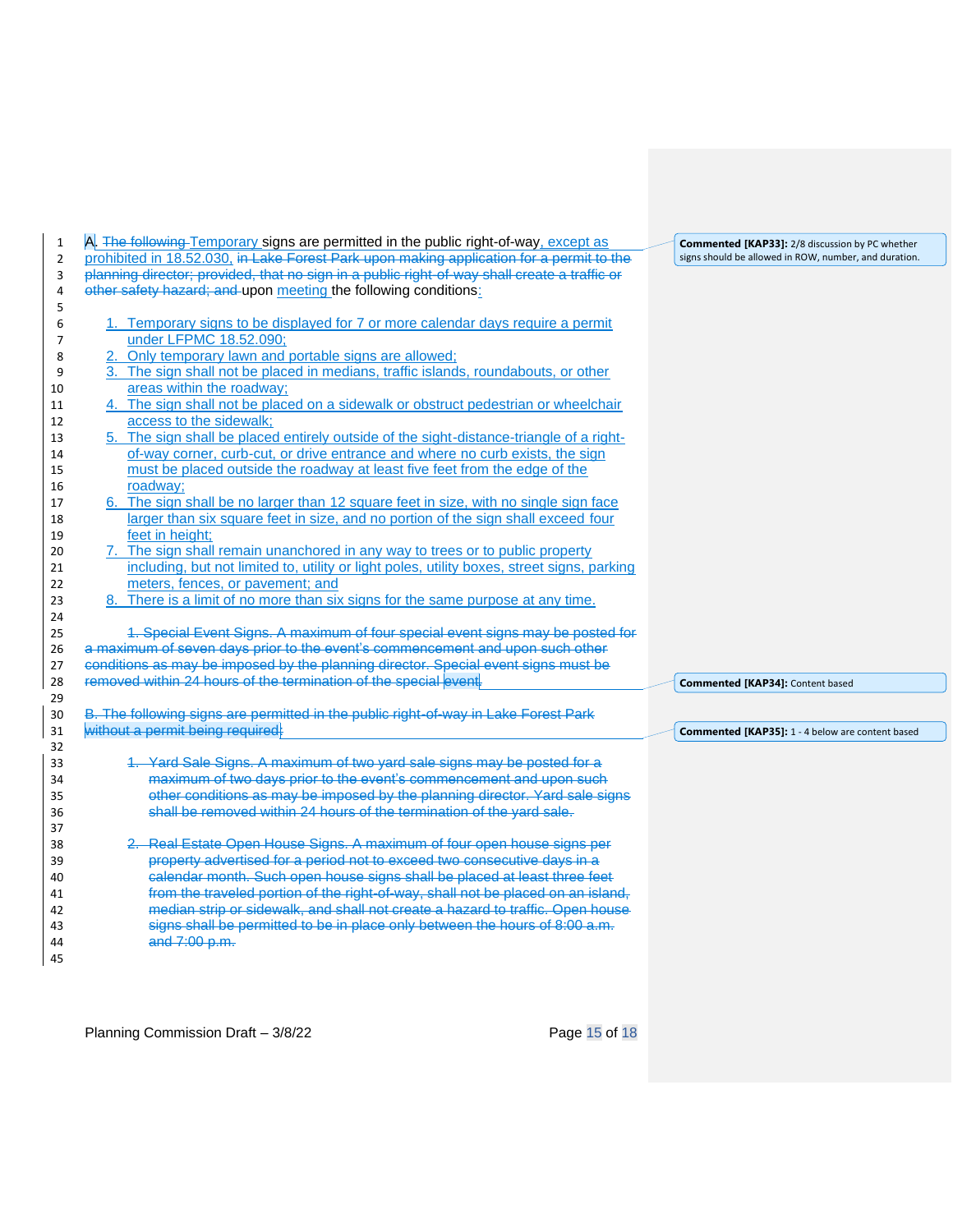A. ~~The following~~ Temporary signs are permitted in the public right-of-way, except as prohibited in 18.52.030, ~~in Lake Forest Park upon making application for a permit to the planning director; provided, that no sign in a public right-of-way shall create a traffic or other safety hazard; and~~ upon meeting the following conditions:

1. Temporary signs to be displayed for 7 or more calendar days require a permit under LFPMC 18.52.090;
2. Only temporary lawn and portable signs are allowed;
3. The sign shall not be placed in medians, traffic islands, roundabouts, or other areas within the roadway;
4. The sign shall not be placed on a sidewalk or obstruct pedestrian or wheelchair access to the sidewalk;
5. The sign shall be placed entirely outside of the sight-distance-triangle of a right-of-way corner, curb-cut, or drive entrance and where no curb exists, the sign must be placed outside the roadway at least five feet from the edge of the roadway;
6. The sign shall be no larger than 12 square feet in size, with no single sign face larger than six square feet in size, and no portion of the sign shall exceed four feet in height;
7. The sign shall remain unanchored in any way to trees or to public property including, but not limited to, utility or light poles, utility boxes, street signs, parking meters, fences, or pavement; and
8. There is a limit of no more than six signs for the same purpose at any time.

~~1. Special Event Signs. A maximum of four special event signs may be posted for a maximum of seven days prior to the event's commencement and upon such other conditions as may be imposed by the planning director. Special event signs must be removed within 24 hours of the termination of the special event.~~

~~B. The following signs are permitted in the public right-of-way in Lake Forest Park without a permit being required:~~

~~1. Yard Sale Signs. A maximum of two yard sale signs may be posted for a maximum of two days prior to the event's commencement and upon such other conditions as may be imposed by the planning director. Yard sale signs shall be removed within 24 hours of the termination of the yard sale.~~

~~2. Real Estate Open House Signs. A maximum of four open house signs per property advertised for a period not to exceed two consecutive days in a calendar month. Such open house signs shall be placed at least three feet from the traveled portion of the right-of-way, shall not be placed on an island, median strip or sidewalk, and shall not create a hazard to traffic. Open house signs shall be permitted to be in place only between the hours of 8:00 a.m. and 7:00 p.m.~~

**Commented [KAP33]:** 2/8 discussion by PC whether signs should be allowed in ROW, number, and duration.

**Commented [KAP34]:** Content based

**Commented [KAP35]:** 1 - 4 below are content based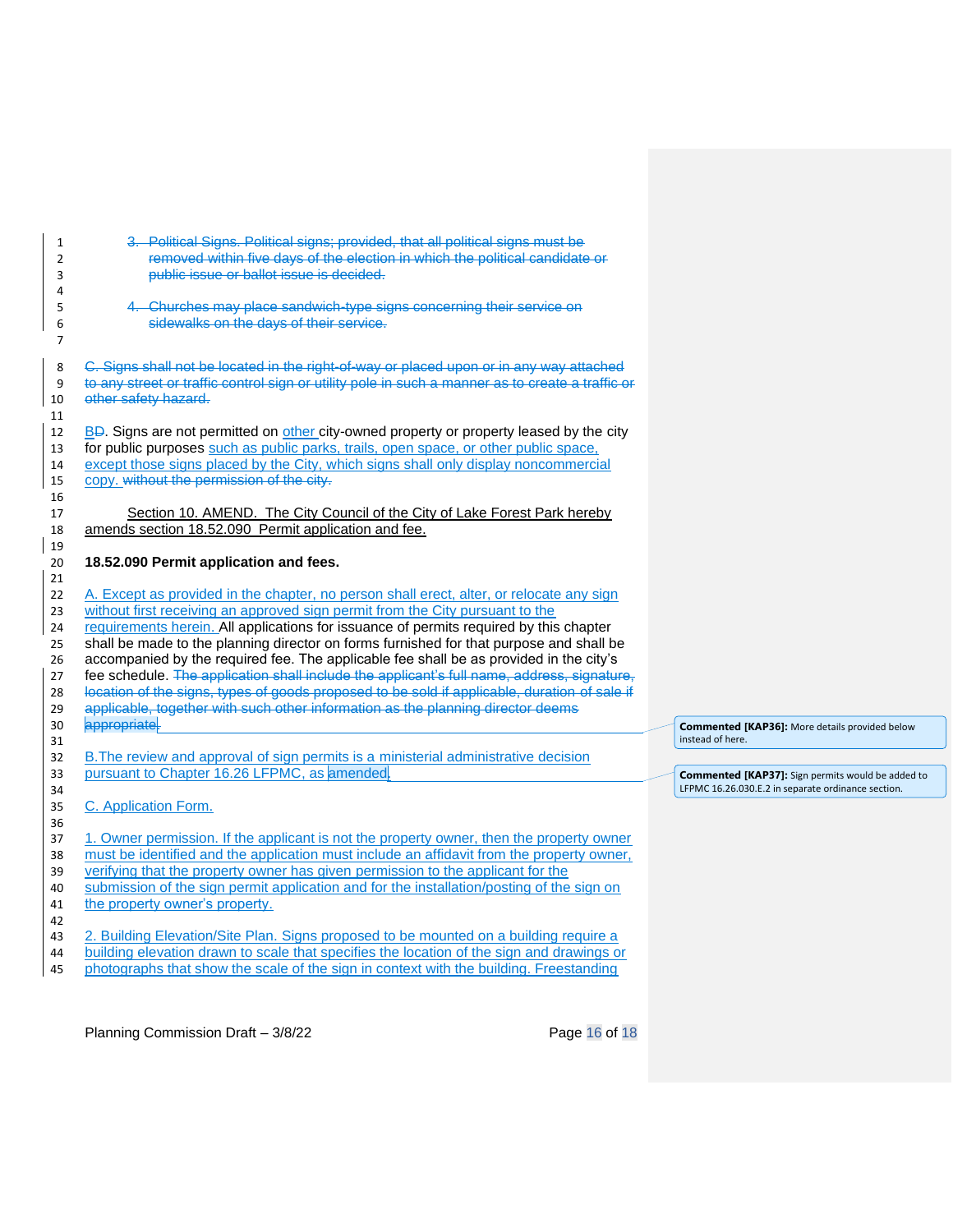3. ~~Political Signs. Political signs; provided, that all political signs must be removed within five days of the election in which the political candidate or public issue or ballot issue is decided.~~

4. ~~Churches may place sandwich-type signs concerning their service on sidewalks on the days of their service.~~

~~C. Signs shall not be located in the right-of-way or placed upon or in any way attached to any street or traffic control sign or utility pole in such a manner as to create a traffic or other safety hazard.~~

B~~D~~. Signs are not permitted on other city-owned property or property leased by the city for public purposes such as public parks, trails, open space, or other public space, except those signs placed by the City, which signs shall only display noncommercial copy. ~~without the permission of the city.~~

Section 10. AMEND. The City Council of the City of Lake Forest Park hereby amends section 18.52.090 Permit application and fee.

**18.52.090 Permit application and fees.**

A. Except as provided in the chapter, no person shall erect, alter, or relocate any sign without first receiving an approved sign permit from the City pursuant to the requirements herein. All applications for issuance of permits required by this chapter shall be made to the planning director on forms furnished for that purpose and shall be accompanied by the required fee. The applicable fee shall be as provided in the city's fee schedule. ~~The application shall include the applicant's full name, address, signature, location of the signs, types of goods proposed to be sold if applicable, duration of sale if applicable, together with such other information as the planning director deems appropriate.~~

**Commented [KAP36]:** More details provided below instead of here.

B. The review and approval of sign permits is a ministerial administrative decision pursuant to Chapter 16.26 LFPMC, as amended.

**Commented [KAP37]:** Sign permits would be added to LFPMC 16.26.030.E.2 in separate ordinance section.

C. Application Form.

1. Owner permission. If the applicant is not the property owner, then the property owner must be identified and the application must include an affidavit from the property owner, verifying that the property owner has given permission to the applicant for the submission of the sign permit application and for the installation/posting of the sign on the property owner's property.

2. Building Elevation/Site Plan. Signs proposed to be mounted on a building require a building elevation drawn to scale that specifies the location of the sign and drawings or photographs that show the scale of the sign in context with the building. Freestanding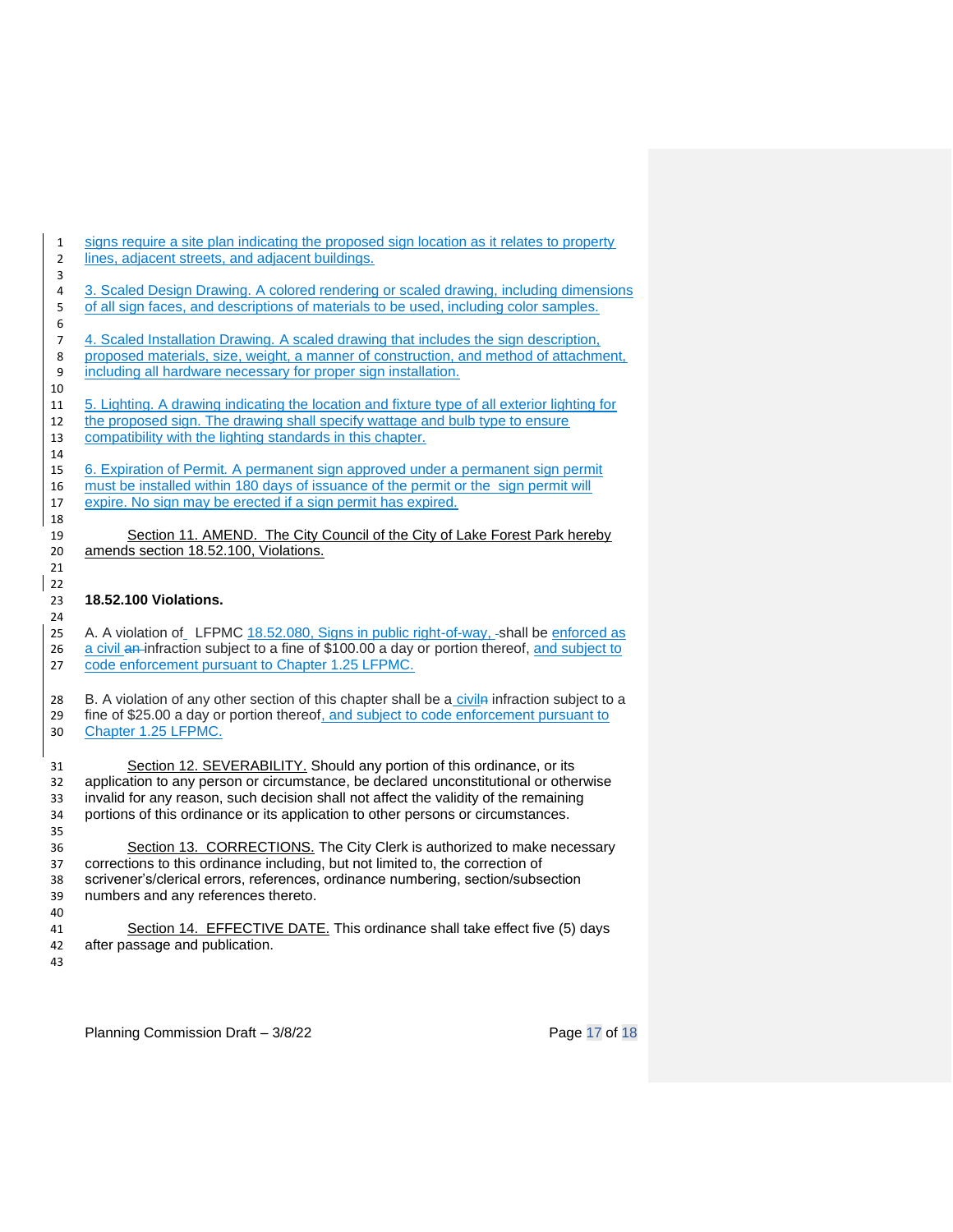signs require a site plan indicating the proposed sign location as it relates to property lines, adjacent streets, and adjacent buildings.

3. Scaled Design Drawing. A colored rendering or scaled drawing, including dimensions of all sign faces, and descriptions of materials to be used, including color samples.

4. Scaled Installation Drawing. A scaled drawing that includes the sign description, proposed materials, size, weight, a manner of construction, and method of attachment, including all hardware necessary for proper sign installation.

5. Lighting. A drawing indicating the location and fixture type of all exterior lighting for the proposed sign. The drawing shall specify wattage and bulb type to ensure compatibility with the lighting standards in this chapter.

6. Expiration of Permit. A permanent sign approved under a permanent sign permit must be installed within 180 days of issuance of the permit or the sign permit will expire. No sign may be erected if a sign permit has expired.

Section 11. AMEND. The City Council of the City of Lake Forest Park hereby amends section 18.52.100, Violations.

**18.52.100 Violations.**

A. A violation of LFPMC 18.52.080, Signs in public right-of-way, shall be enforced as a civil ~~an~~ infraction subject to a fine of $100.00 a day or portion thereof, and subject to code enforcement pursuant to Chapter 1.25 LFPMC.

B. A violation of any other section of this chapter shall be a civil~~n~~ infraction subject to a fine of $25.00 a day or portion thereof, and subject to code enforcement pursuant to Chapter 1.25 LFPMC.

Section 12. SEVERABILITY. Should any portion of this ordinance, or its application to any person or circumstance, be declared unconstitutional or otherwise invalid for any reason, such decision shall not affect the validity of the remaining portions of this ordinance or its application to other persons or circumstances.

Section 13. CORRECTIONS. The City Clerk is authorized to make necessary corrections to this ordinance including, but not limited to, the correction of scrivener's/clerical errors, references, ordinance numbering, section/subsection numbers and any references thereto.

Section 14. EFFECTIVE DATE. This ordinance shall take effect five (5) days after passage and publication.

Planning Commission Draft – 3/8/22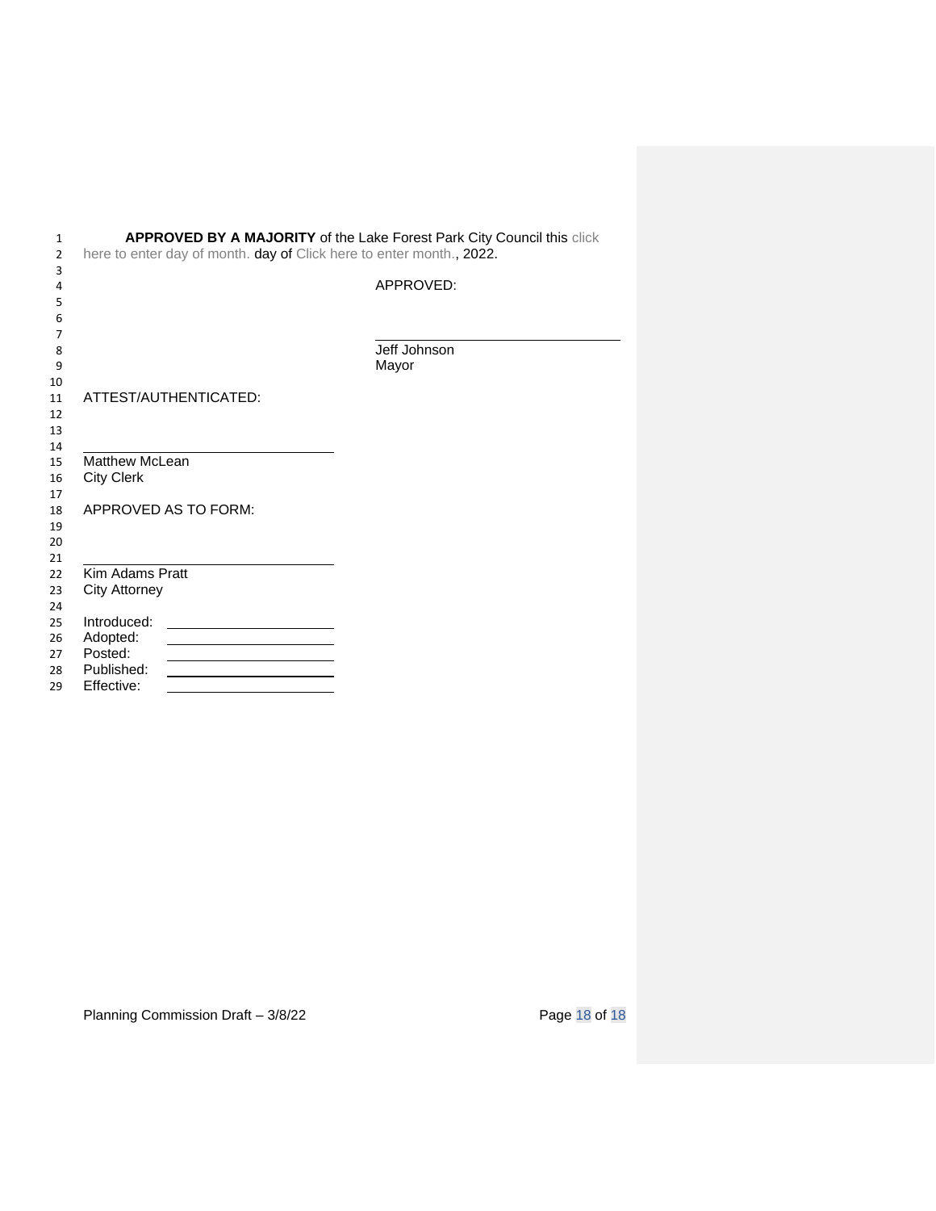**APPROVED BY A MAJORITY** of the Lake Forest Park City Council this click here to enter day of month. day of Click here to enter month., 2022.

APPROVED:

\_\_\_\_\_\_\_\_\_\_\_\_\_\_\_\_\_\_\_\_\_\_\_\_\_\_\_\_\_\_\_\_

Jeff Johnson
Mayor

ATTEST/AUTHENTICATED:

\_\_\_\_\_\_\_\_\_\_\_\_\_\_\_\_\_\_\_\_\_\_\_\_\_\_\_\_\_\_\_\_

Matthew McLean
City Clerk

APPROVED AS TO FORM:

\_\_\_\_\_\_\_\_\_\_\_\_\_\_\_\_\_\_\_\_\_\_\_\_\_\_\_\_\_\_\_\_

Kim Adams Pratt
City Attorney

Introduced: \_\_\_\_\_\_\_\_\_\_\_\_\_\_\_\_\_\_\_\_
Adopted: \_\_\_\_\_\_\_\_\_\_\_\_\_\_\_\_\_\_\_\_
Posted: \_\_\_\_\_\_\_\_\_\_\_\_\_\_\_\_\_\_\_\_
Published: \_\_\_\_\_\_\_\_\_\_\_\_\_\_\_\_\_\_\_\_
Effective: \_\_\_\_\_\_\_\_\_\_\_\_\_\_\_\_\_\_\_\_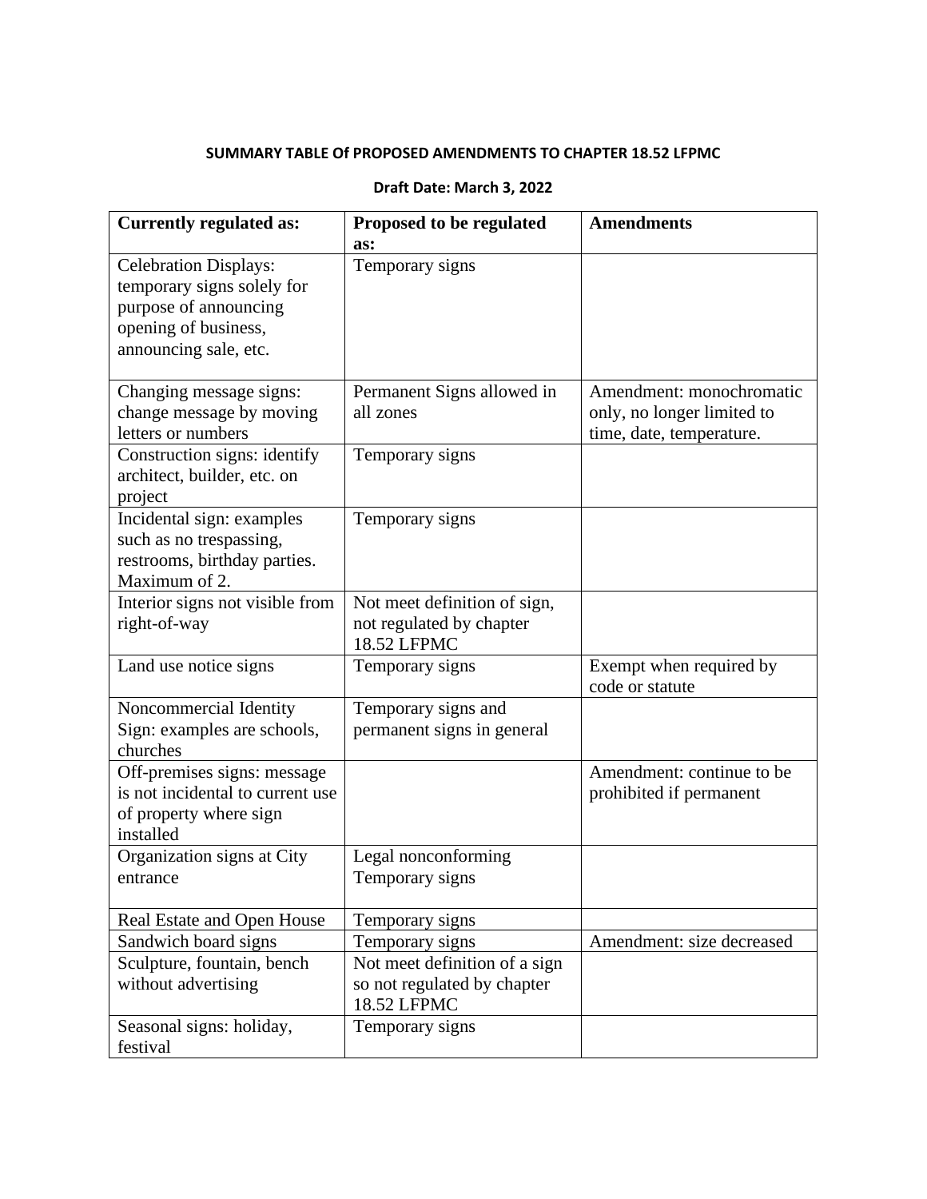**SUMMARY TABLE Of PROPOSED AMENDMENTS TO CHAPTER 18.52 LFPMC**

**Draft Date: March 3, 2022**

| Currently regulated as: | Proposed to be regulated as: | Amendments |
|---|---|---|
| Celebration Displays: temporary signs solely for purpose of announcing opening of business, announcing sale, etc. | Temporary signs | |
| Changing message signs: change message by moving letters or numbers | Permanent Signs allowed in all zones | Amendment: monochromatic only, no longer limited to time, date, temperature. |
| Construction signs: identify architect, builder, etc. on project | Temporary signs | |
| Incidental sign: examples such as no trespassing, restrooms, birthday parties. Maximum of 2. | Temporary signs | |
| Interior signs not visible from right-of-way | Not meet definition of sign, not regulated by chapter 18.52 LFPMC | |
| Land use notice signs | Temporary signs | Exempt when required by code or statute |
| Noncommercial Identity Sign: examples are schools, churches | Temporary signs and permanent signs in general | |
| Off-premises signs: message is not incidental to current use of property where sign installed | | Amendment: continue to be prohibited if permanent |
| Organization signs at City entrance | Legal nonconforming Temporary signs | |
| Real Estate and Open House | Temporary signs | |
| Sandwich board signs | Temporary signs | Amendment: size decreased |
| Sculpture, fountain, bench without advertising | Not meet definition of a sign so not regulated by chapter 18.52 LFPMC | |
| Seasonal signs: holiday, festival | Temporary signs | |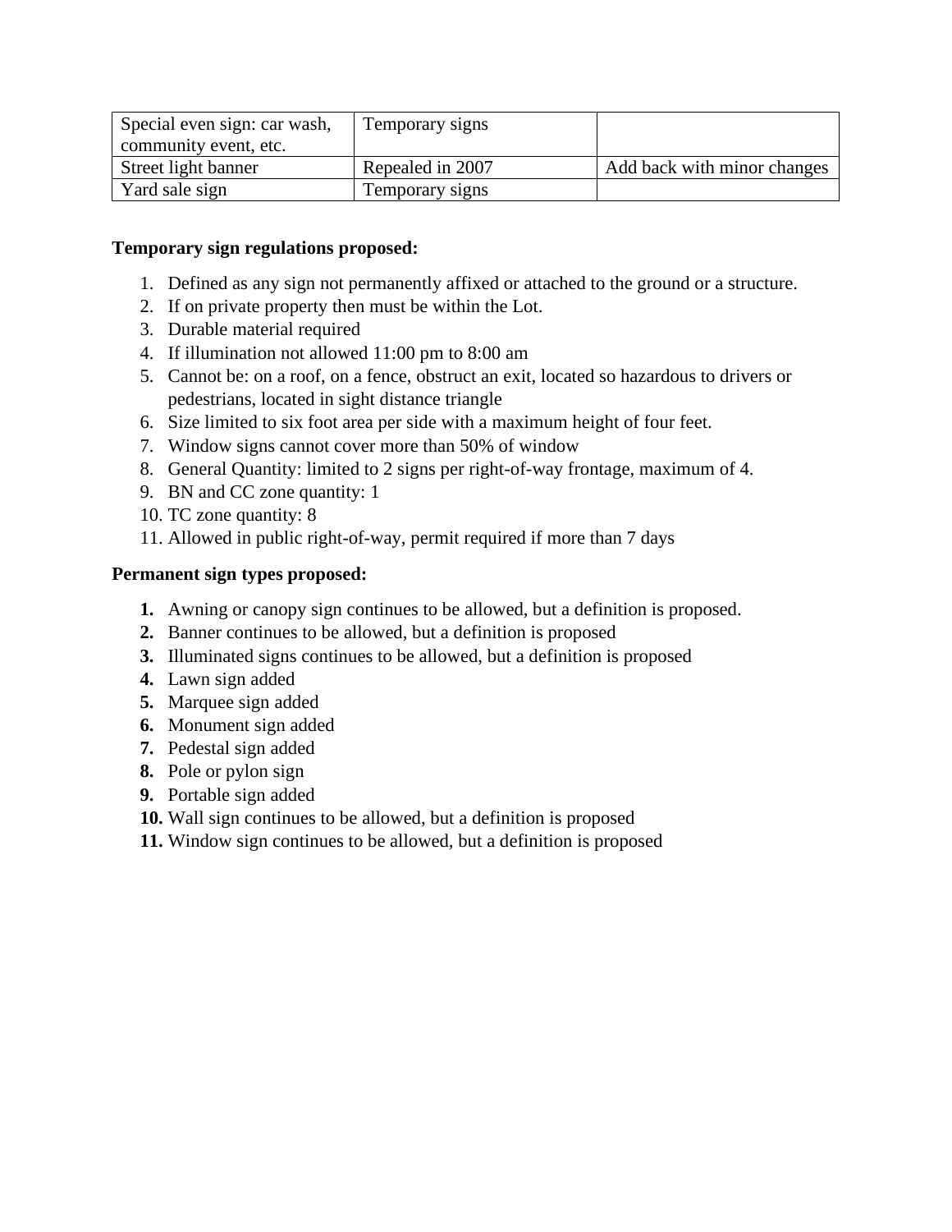| | | |
|---|---|---|
| Special even sign: car wash, community event, etc. | Temporary signs | |
| Street light banner | Repealed in 2007 | Add back with minor changes |
| Yard sale sign | Temporary signs | |

**Temporary sign regulations proposed:**

1. Defined as any sign not permanently affixed or attached to the ground or a structure.
2. If on private property then must be within the Lot.
3. Durable material required
4. If illumination not allowed 11:00 pm to 8:00 am
5. Cannot be: on a roof, on a fence, obstruct an exit, located so hazardous to drivers or pedestrians, located in sight distance triangle
6. Size limited to six foot area per side with a maximum height of four feet.
7. Window signs cannot cover more than 50% of window
8. General Quantity: limited to 2 signs per right-of-way frontage, maximum of 4.
9. BN and CC zone quantity: 1
10. TC zone quantity: 8
11. Allowed in public right-of-way, permit required if more than 7 days

**Permanent sign types proposed:**

1. Awning or canopy sign continues to be allowed, but a definition is proposed.
2. Banner continues to be allowed, but a definition is proposed
3. Illuminated signs continues to be allowed, but a definition is proposed
4. Lawn sign added
5. Marquee sign added
6. Monument sign added
7. Pedestal sign added
8. Pole or pylon sign
9. Portable sign added
10. Wall sign continues to be allowed, but a definition is proposed
11. Window sign continues to be allowed, but a definition is proposed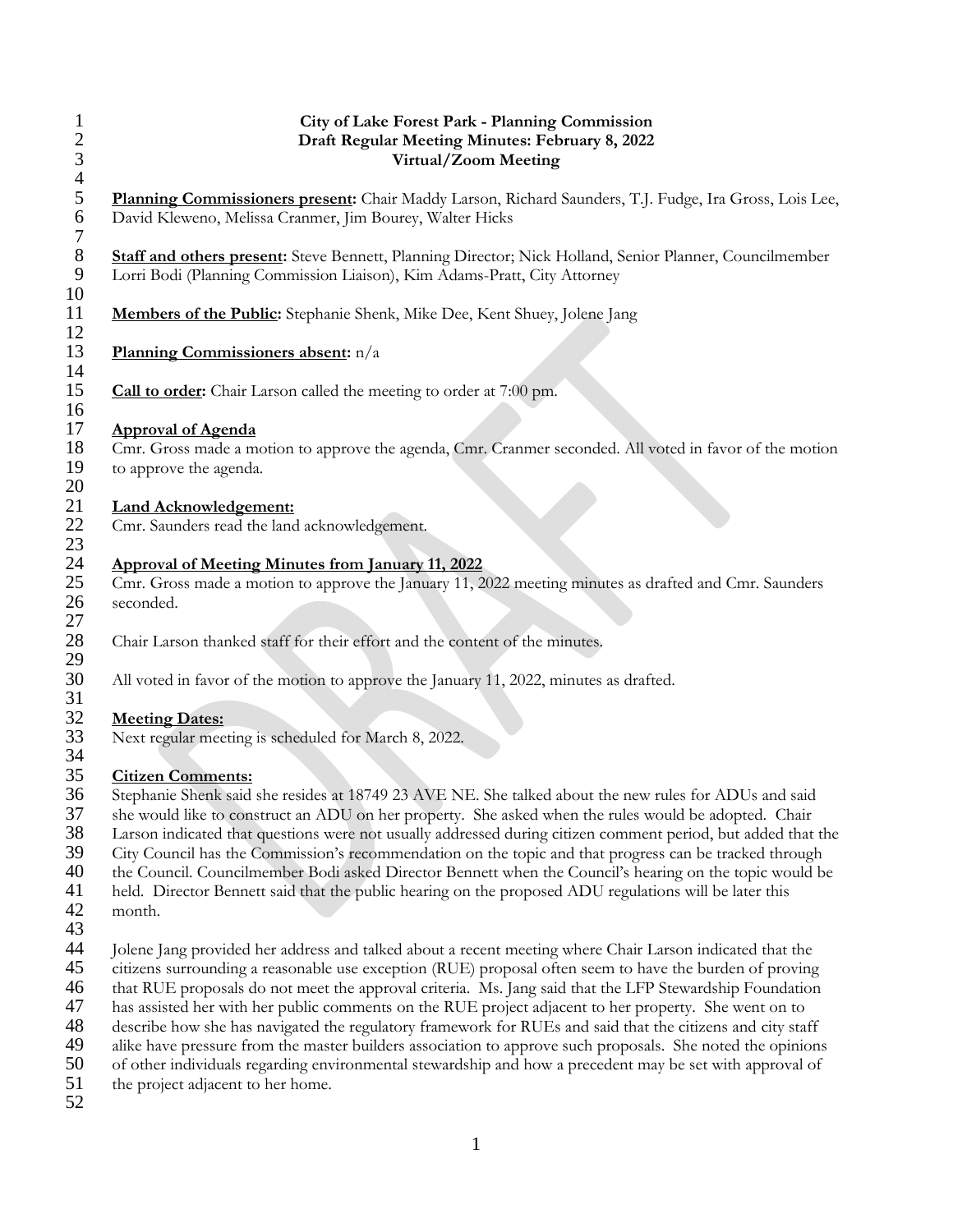**City of Lake Forest Park - Planning Commission**
**Draft Regular Meeting Minutes: February 8, 2022**
**Virtual/Zoom Meeting**

**Planning Commissioners present:** Chair Maddy Larson, Richard Saunders, T.J. Fudge, Ira Gross, Lois Lee, David Kleweno, Melissa Cranmer, Jim Bourey, Walter Hicks

**Staff and others present:** Steve Bennett, Planning Director; Nick Holland, Senior Planner, Councilmember Lorri Bodi (Planning Commission Liaison), Kim Adams-Pratt, City Attorney

**Members of the Public:** Stephanie Shenk, Mike Dee, Kent Shuey, Jolene Jang

**Planning Commissioners absent:** n/a

**Call to order:** Chair Larson called the meeting to order at 7:00 pm.

**Approval of Agenda**
Cmr. Gross made a motion to approve the agenda, Cmr. Cranmer seconded. All voted in favor of the motion to approve the agenda.

**Land Acknowledgement:**
Cmr. Saunders read the land acknowledgement.

**Approval of Meeting Minutes from January 11, 2022**
Cmr. Gross made a motion to approve the January 11, 2022 meeting minutes as drafted and Cmr. Saunders seconded.

Chair Larson thanked staff for their effort and the content of the minutes.

All voted in favor of the motion to approve the January 11, 2022, minutes as drafted.

**Meeting Dates:**
Next regular meeting is scheduled for March 8, 2022.

**Citizen Comments:**
Stephanie Shenk said she resides at 18749 23 AVE NE. She talked about the new rules for ADUs and said she would like to construct an ADU on her property. She asked when the rules would be adopted. Chair Larson indicated that questions were not usually addressed during citizen comment period, but added that the City Council has the Commission's recommendation on the topic and that progress can be tracked through the Council. Councilmember Bodi asked Director Bennett when the Council's hearing on the topic would be held. Director Bennett said that the public hearing on the proposed ADU regulations will be later this month.

Jolene Jang provided her address and talked about a recent meeting where Chair Larson indicated that the citizens surrounding a reasonable use exception (RUE) proposal often seem to have the burden of proving that RUE proposals do not meet the approval criteria. Ms. Jang said that the LFP Stewardship Foundation has assisted her with her public comments on the RUE project adjacent to her property. She went on to describe how she has navigated the regulatory framework for RUEs and said that the citizens and city staff alike have pressure from the master builders association to approve such proposals. She noted the opinions of other individuals regarding environmental stewardship and how a precedent may be set with approval of the project adjacent to her home.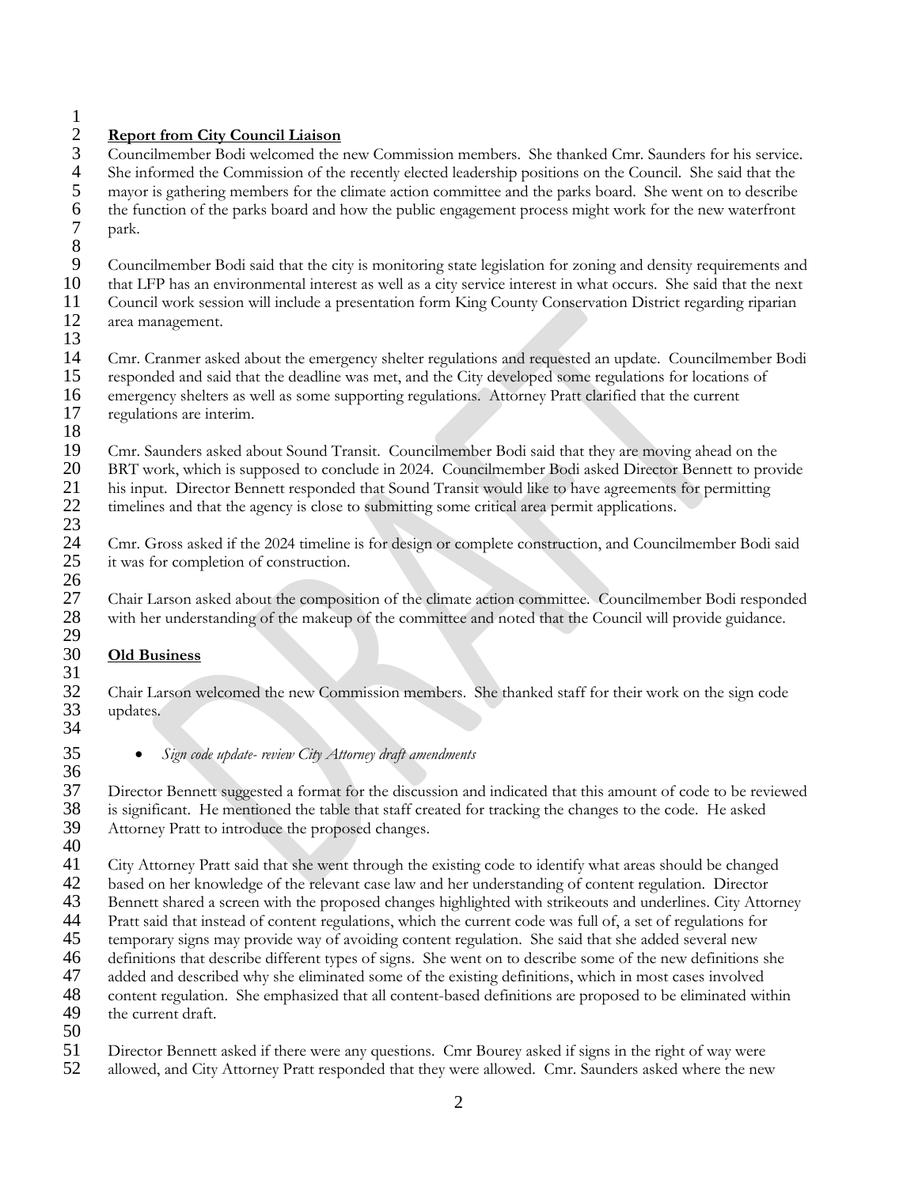**Report from City Council Liaison**

Councilmember Bodi welcomed the new Commission members. She thanked Cmr. Saunders for his service. She informed the Commission of the recently elected leadership positions on the Council. She said that the mayor is gathering members for the climate action committee and the parks board. She went on to describe the function of the parks board and how the public engagement process might work for the new waterfront park.

Councilmember Bodi said that the city is monitoring state legislation for zoning and density requirements and that LFP has an environmental interest as well as a city service interest in what occurs. She said that the next Council work session will include a presentation form King County Conservation District regarding riparian area management.

Cmr. Cranmer asked about the emergency shelter regulations and requested an update. Councilmember Bodi responded and said that the deadline was met, and the City developed some regulations for locations of emergency shelters as well as some supporting regulations. Attorney Pratt clarified that the current regulations are interim.

Cmr. Saunders asked about Sound Transit. Councilmember Bodi said that they are moving ahead on the BRT work, which is supposed to conclude in 2024. Councilmember Bodi asked Director Bennett to provide his input. Director Bennett responded that Sound Transit would like to have agreements for permitting timelines and that the agency is close to submitting some critical area permit applications.

Cmr. Gross asked if the 2024 timeline is for design or complete construction, and Councilmember Bodi said it was for completion of construction.

Chair Larson asked about the composition of the climate action committee. Councilmember Bodi responded with her understanding of the makeup of the committee and noted that the Council will provide guidance.

**Old Business**

Chair Larson welcomed the new Commission members. She thanked staff for their work on the sign code updates.

- *Sign code update- review City Attorney draft amendments*

Director Bennett suggested a format for the discussion and indicated that this amount of code to be reviewed is significant. He mentioned the table that staff created for tracking the changes to the code. He asked Attorney Pratt to introduce the proposed changes.

City Attorney Pratt said that she went through the existing code to identify what areas should be changed based on her knowledge of the relevant case law and her understanding of content regulation. Director Bennett shared a screen with the proposed changes highlighted with strikeouts and underlines. City Attorney Pratt said that instead of content regulations, which the current code was full of, a set of regulations for temporary signs may provide way of avoiding content regulation. She said that she added several new definitions that describe different types of signs. She went on to describe some of the new definitions she added and described why she eliminated some of the existing definitions, which in most cases involved content regulation. She emphasized that all content-based definitions are proposed to be eliminated within the current draft.

Director Bennett asked if there were any questions. Cmr Bourey asked if signs in the right of way were allowed, and City Attorney Pratt responded that they were allowed. Cmr. Saunders asked where the new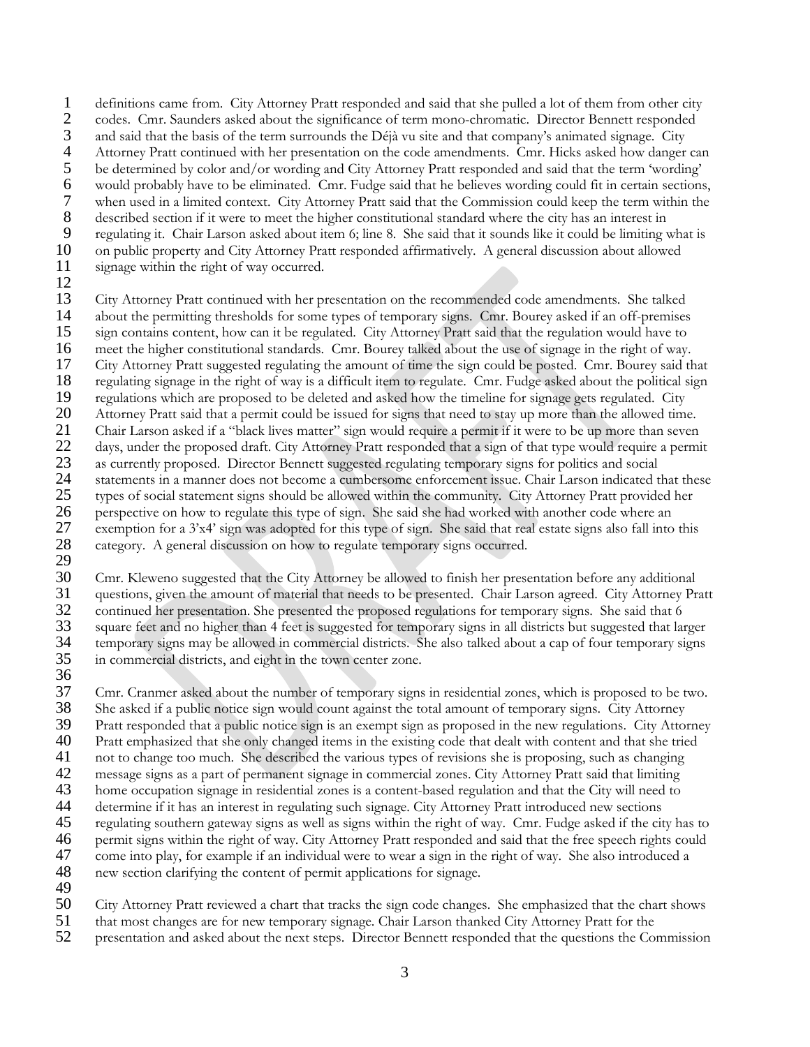definitions came from. City Attorney Pratt responded and said that she pulled a lot of them from other city codes. Cmr. Saunders asked about the significance of term mono-chromatic. Director Bennett responded and said that the basis of the term surrounds the Déjà vu site and that company's animated signage. City Attorney Pratt continued with her presentation on the code amendments. Cmr. Hicks asked how danger can be determined by color and/or wording and City Attorney Pratt responded and said that the term 'wording' would probably have to be eliminated. Cmr. Fudge said that he believes wording could fit in certain sections, when used in a limited context. City Attorney Pratt said that the Commission could keep the term within the described section if it were to meet the higher constitutional standard where the city has an interest in regulating it. Chair Larson asked about item 6; line 8. She said that it sounds like it could be limiting what is on public property and City Attorney Pratt responded affirmatively. A general discussion about allowed signage within the right of way occurred.

City Attorney Pratt continued with her presentation on the recommended code amendments. She talked about the permitting thresholds for some types of temporary signs. Cmr. Bourey asked if an off-premises sign contains content, how can it be regulated. City Attorney Pratt said that the regulation would have to meet the higher constitutional standards. Cmr. Bourey talked about the use of signage in the right of way. City Attorney Pratt suggested regulating the amount of time the sign could be posted. Cmr. Bourey said that regulating signage in the right of way is a difficult item to regulate. Cmr. Fudge asked about the political sign regulations which are proposed to be deleted and asked how the timeline for signage gets regulated. City Attorney Pratt said that a permit could be issued for signs that need to stay up more than the allowed time. Chair Larson asked if a "black lives matter" sign would require a permit if it were to be up more than seven days, under the proposed draft. City Attorney Pratt responded that a sign of that type would require a permit as currently proposed. Director Bennett suggested regulating temporary signs for politics and social statements in a manner does not become a cumbersome enforcement issue. Chair Larson indicated that these types of social statement signs should be allowed within the community. City Attorney Pratt provided her perspective on how to regulate this type of sign. She said she had worked with another code where an exemption for a 3'x4' sign was adopted for this type of sign. She said that real estate signs also fall into this category. A general discussion on how to regulate temporary signs occurred.

Cmr. Kleweno suggested that the City Attorney be allowed to finish her presentation before any additional questions, given the amount of material that needs to be presented. Chair Larson agreed. City Attorney Pratt continued her presentation. She presented the proposed regulations for temporary signs. She said that 6 square feet and no higher than 4 feet is suggested for temporary signs in all districts but suggested that larger temporary signs may be allowed in commercial districts. She also talked about a cap of four temporary signs in commercial districts, and eight in the town center zone.

Cmr. Cranmer asked about the number of temporary signs in residential zones, which is proposed to be two. She asked if a public notice sign would count against the total amount of temporary signs. City Attorney Pratt responded that a public notice sign is an exempt sign as proposed in the new regulations. City Attorney Pratt emphasized that she only changed items in the existing code that dealt with content and that she tried not to change too much. She described the various types of revisions she is proposing, such as changing message signs as a part of permanent signage in commercial zones. City Attorney Pratt said that limiting home occupation signage in residential zones is a content-based regulation and that the City will need to determine if it has an interest in regulating such signage. City Attorney Pratt introduced new sections regulating southern gateway signs as well as signs within the right of way. Cmr. Fudge asked if the city has to permit signs within the right of way. City Attorney Pratt responded and said that the free speech rights could come into play, for example if an individual were to wear a sign in the right of way. She also introduced a new section clarifying the content of permit applications for signage.

City Attorney Pratt reviewed a chart that tracks the sign code changes. She emphasized that the chart shows that most changes are for new temporary signage. Chair Larson thanked City Attorney Pratt for the presentation and asked about the next steps. Director Bennett responded that the questions the Commission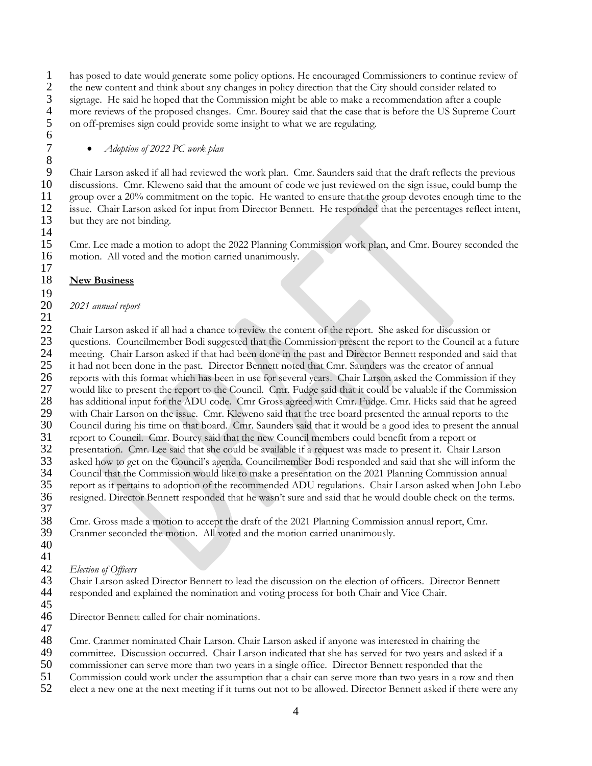has posed to date would generate some policy options. He encouraged Commissioners to continue review of the new content and think about any changes in policy direction that the City should consider related to signage. He said he hoped that the Commission might be able to make a recommendation after a couple more reviews of the proposed changes. Cmr. Bourey said that the case that is before the US Supreme Court on off-premises sign could provide some insight to what we are regulating.

- *Adoption of 2022 PC work plan*

Chair Larson asked if all had reviewed the work plan. Cmr. Saunders said that the draft reflects the previous discussions. Cmr. Kleweno said that the amount of code we just reviewed on the sign issue, could bump the group over a 20% commitment on the topic. He wanted to ensure that the group devotes enough time to the issue. Chair Larson asked for input from Director Bennett. He responded that the percentages reflect intent, but they are not binding.

Cmr. Lee made a motion to adopt the 2022 Planning Commission work plan, and Cmr. Bourey seconded the motion. All voted and the motion carried unanimously.

**New Business**

*2021 annual report*

Chair Larson asked if all had a chance to review the content of the report. She asked for discussion or questions. Councilmember Bodi suggested that the Commission present the report to the Council at a future meeting. Chair Larson asked if that had been done in the past and Director Bennett responded and said that it had not been done in the past. Director Bennett noted that Cmr. Saunders was the creator of annual reports with this format which has been in use for several years. Chair Larson asked the Commission if they would like to present the report to the Council. Cmr. Fudge said that it could be valuable if the Commission has additional input for the ADU code. Cmr Gross agreed with Cmr. Fudge. Cmr. Hicks said that he agreed with Chair Larson on the issue. Cmr. Kleweno said that the tree board presented the annual reports to the Council during his time on that board. Cmr. Saunders said that it would be a good idea to present the annual report to Council. Cmr. Bourey said that the new Council members could benefit from a report or presentation. Cmr. Lee said that she could be available if a request was made to present it. Chair Larson asked how to get on the Council's agenda. Councilmember Bodi responded and said that she will inform the Council that the Commission would like to make a presentation on the 2021 Planning Commission annual report as it pertains to adoption of the recommended ADU regulations. Chair Larson asked when John Lebo resigned. Director Bennett responded that he wasn't sure and said that he would double check on the terms.

Cmr. Gross made a motion to accept the draft of the 2021 Planning Commission annual report, Cmr. Cranmer seconded the motion. All voted and the motion carried unanimously.

*Election of Officers*

Chair Larson asked Director Bennett to lead the discussion on the election of officers. Director Bennett responded and explained the nomination and voting process for both Chair and Vice Chair.

Director Bennett called for chair nominations.

Cmr. Cranmer nominated Chair Larson. Chair Larson asked if anyone was interested in chairing the committee. Discussion occurred. Chair Larson indicated that she has served for two years and asked if a commissioner can serve more than two years in a single office. Director Bennett responded that the Commission could work under the assumption that a chair can serve more than two years in a row and then elect a new one at the next meeting if it turns out not to be allowed. Director Bennett asked if there were any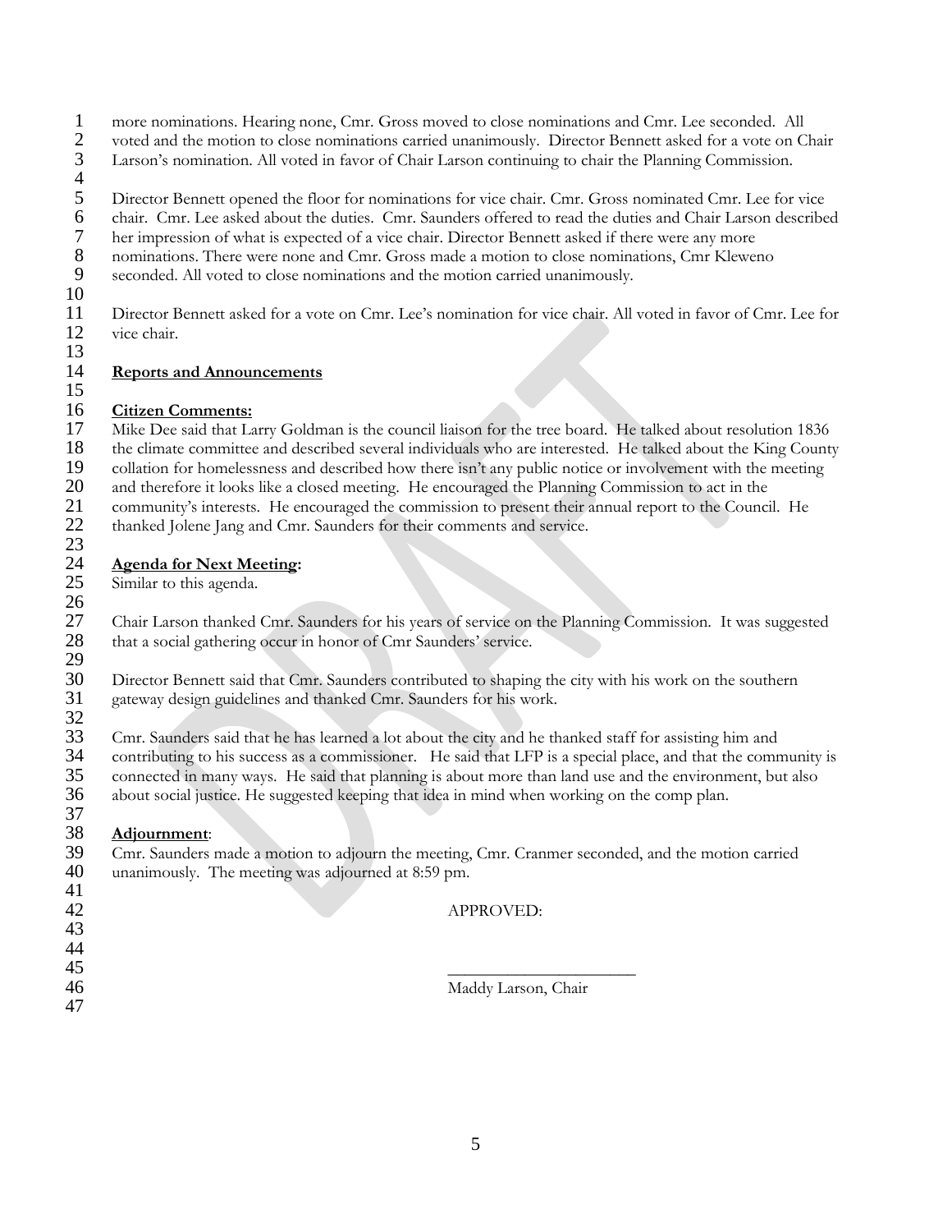more nominations. Hearing none, Cmr. Gross moved to close nominations and Cmr. Lee seconded. All voted and the motion to close nominations carried unanimously. Director Bennett asked for a vote on Chair Larson's nomination. All voted in favor of Chair Larson continuing to chair the Planning Commission.

Director Bennett opened the floor for nominations for vice chair. Cmr. Gross nominated Cmr. Lee for vice chair. Cmr. Lee asked about the duties. Cmr. Saunders offered to read the duties and Chair Larson described her impression of what is expected of a vice chair. Director Bennett asked if there were any more nominations. There were none and Cmr. Gross made a motion to close nominations, Cmr Kleweno seconded. All voted to close nominations and the motion carried unanimously.

Director Bennett asked for a vote on Cmr. Lee's nomination for vice chair. All voted in favor of Cmr. Lee for vice chair.

**Reports and Announcements**

**Citizen Comments:**

Mike Dee said that Larry Goldman is the council liaison for the tree board. He talked about resolution 1836 the climate committee and described several individuals who are interested. He talked about the King County collation for homelessness and described how there isn't any public notice or involvement with the meeting and therefore it looks like a closed meeting. He encouraged the Planning Commission to act in the community's interests. He encouraged the commission to present their annual report to the Council. He thanked Jolene Jang and Cmr. Saunders for their comments and service.

**Agenda for Next Meeting:**

Similar to this agenda.

Chair Larson thanked Cmr. Saunders for his years of service on the Planning Commission. It was suggested that a social gathering occur in honor of Cmr Saunders' service.

Director Bennett said that Cmr. Saunders contributed to shaping the city with his work on the southern gateway design guidelines and thanked Cmr. Saunders for his work.

Cmr. Saunders said that he has learned a lot about the city and he thanked staff for assisting him and contributing to his success as a commissioner. He said that LFP is a special place, and that the community is connected in many ways. He said that planning is about more than land use and the environment, but also about social justice. He suggested keeping that idea in mind when working on the comp plan.

**Adjournment**:

Cmr. Saunders made a motion to adjourn the meeting, Cmr. Cranmer seconded, and the motion carried unanimously. The meeting was adjourned at 8:59 pm.

APPROVED:

______________________

Maddy Larson, Chair